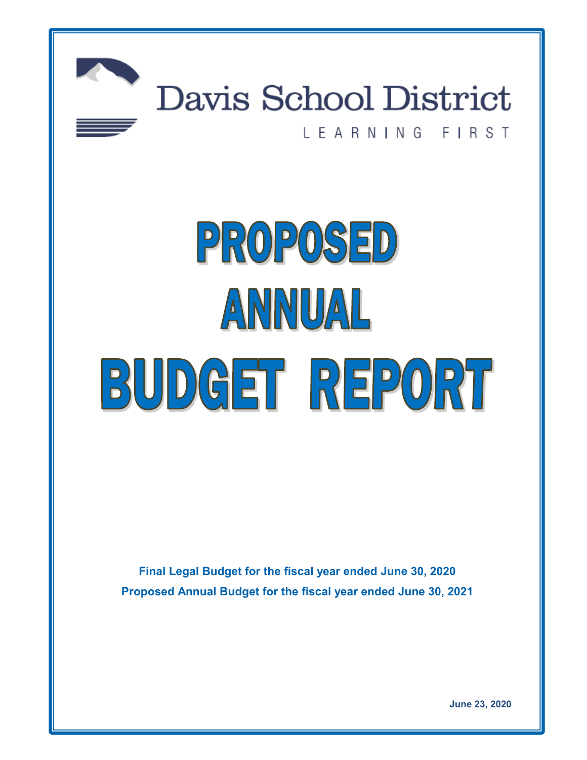# Davis School District

LEARNING FIRST

# PROPOSED ANNUAL BUDGET REPORT

**Final Legal Budget for the fiscal year ended June 30, 2020**

**Proposed Annual Budget for the fiscal year ended June 30, 2021**

**June 23, 2020**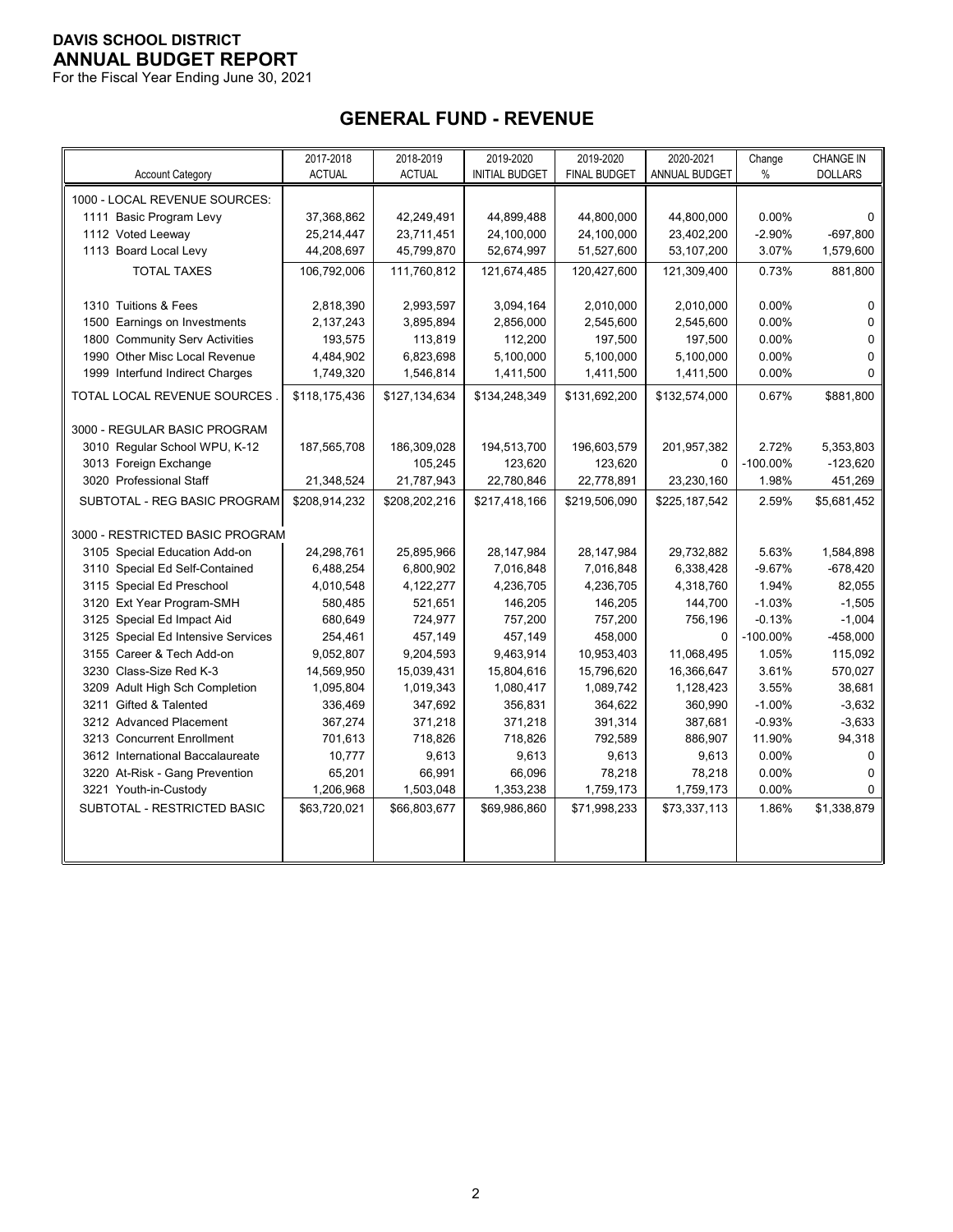**DAVIS SCHOOL DISTRICT**
**ANNUAL BUDGET REPORT**
For the Fiscal Year Ending June 30, 2021

## GENERAL FUND - REVENUE

| Account Category | 2017-2018 ACTUAL | 2018-2019 ACTUAL | 2019-2020 INITIAL BUDGET | 2019-2020 FINAL BUDGET | 2020-2021 ANNUAL BUDGET | Change % | CHANGE IN DOLLARS |
|---|---|---|---|---|---|---|---|
| 1000 - LOCAL REVENUE SOURCES: | | | | | | | |
| 1111 Basic Program Levy | 37,368,862 | 42,249,491 | 44,899,488 | 44,800,000 | 44,800,000 | 0.00% | 0 |
| 1112 Voted Leeway | 25,214,447 | 23,711,451 | 24,100,000 | 24,100,000 | 23,402,200 | -2.90% | -697,800 |
| 1113 Board Local Levy | 44,208,697 | 45,799,870 | 52,674,997 | 51,527,600 | 53,107,200 | 3.07% | 1,579,600 |
| TOTAL TAXES | 106,792,006 | 111,760,812 | 121,674,485 | 120,427,600 | 121,309,400 | 0.73% | 881,800 |
| 1310 Tuitions & Fees | 2,818,390 | 2,993,597 | 3,094,164 | 2,010,000 | 2,010,000 | 0.00% | 0 |
| 1500 Earnings on Investments | 2,137,243 | 3,895,894 | 2,856,000 | 2,545,600 | 2,545,600 | 0.00% | 0 |
| 1800 Community Serv Activities | 193,575 | 113,819 | 112,200 | 197,500 | 197,500 | 0.00% | 0 |
| 1990 Other Misc Local Revenue | 4,484,902 | 6,823,698 | 5,100,000 | 5,100,000 | 5,100,000 | 0.00% | 0 |
| 1999 Interfund Indirect Charges | 1,749,320 | 1,546,814 | 1,411,500 | 1,411,500 | 1,411,500 | 0.00% | 0 |
| TOTAL LOCAL REVENUE SOURCES | $118,175,436 | $127,134,634 | $134,248,349 | $131,692,200 | $132,574,000 | 0.67% | $881,800 |
| 3000 - REGULAR BASIC PROGRAM | | | | | | | |
| 3010 Regular School WPU, K-12 | 187,565,708 | 186,309,028 | 194,513,700 | 196,603,579 | 201,957,382 | 2.72% | 5,353,803 |
| 3013 Foreign Exchange | | 105,245 | 123,620 | 123,620 | 0 | -100.00% | -123,620 |
| 3020 Professional Staff | 21,348,524 | 21,787,943 | 22,780,846 | 22,778,891 | 23,230,160 | 1.98% | 451,269 |
| SUBTOTAL - REG BASIC PROGRAM | $208,914,232 | $208,202,216 | $217,418,166 | $219,506,090 | $225,187,542 | 2.59% | $5,681,452 |
| 3000 - RESTRICTED BASIC PROGRAM | | | | | | | |
| 3105 Special Education Add-on | 24,298,761 | 25,895,966 | 28,147,984 | 28,147,984 | 29,732,882 | 5.63% | 1,584,898 |
| 3110 Special Ed Self-Contained | 6,488,254 | 6,800,902 | 7,016,848 | 7,016,848 | 6,338,428 | -9.67% | -678,420 |
| 3115 Special Ed Preschool | 4,010,548 | 4,122,277 | 4,236,705 | 4,236,705 | 4,318,760 | 1.94% | 82,055 |
| 3120 Ext Year Program-SMH | 580,485 | 521,651 | 146,205 | 146,205 | 144,700 | -1.03% | -1,505 |
| 3125 Special Ed Impact Aid | 680,649 | 724,977 | 757,200 | 757,200 | 756,196 | -0.13% | -1,004 |
| 3125 Special Ed Intensive Services | 254,461 | 457,149 | 457,149 | 458,000 | 0 | -100.00% | -458,000 |
| 3155 Career & Tech Add-on | 9,052,807 | 9,204,593 | 9,463,914 | 10,953,403 | 11,068,495 | 1.05% | 115,092 |
| 3230 Class-Size Red K-3 | 14,569,950 | 15,039,431 | 15,804,616 | 15,796,620 | 16,366,647 | 3.61% | 570,027 |
| 3209 Adult High Sch Completion | 1,095,804 | 1,019,343 | 1,080,417 | 1,089,742 | 1,128,423 | 3.55% | 38,681 |
| 3211 Gifted & Talented | 336,469 | 347,692 | 356,831 | 364,622 | 360,990 | -1.00% | -3,632 |
| 3212 Advanced Placement | 367,274 | 371,218 | 371,218 | 391,314 | 387,681 | -0.93% | -3,633 |
| 3213 Concurrent Enrollment | 701,613 | 718,826 | 718,826 | 792,589 | 886,907 | 11.90% | 94,318 |
| 3612 International Baccalaureate | 10,777 | 9,613 | 9,613 | 9,613 | 9,613 | 0.00% | 0 |
| 3220 At-Risk - Gang Prevention | 65,201 | 66,991 | 66,096 | 78,218 | 78,218 | 0.00% | 0 |
| 3221 Youth-in-Custody | 1,206,968 | 1,503,048 | 1,353,238 | 1,759,173 | 1,759,173 | 0.00% | 0 |
| SUBTOTAL - RESTRICTED BASIC | $63,720,021 | $66,803,677 | $69,986,860 | $71,998,233 | $73,337,113 | 1.86% | $1,338,879 |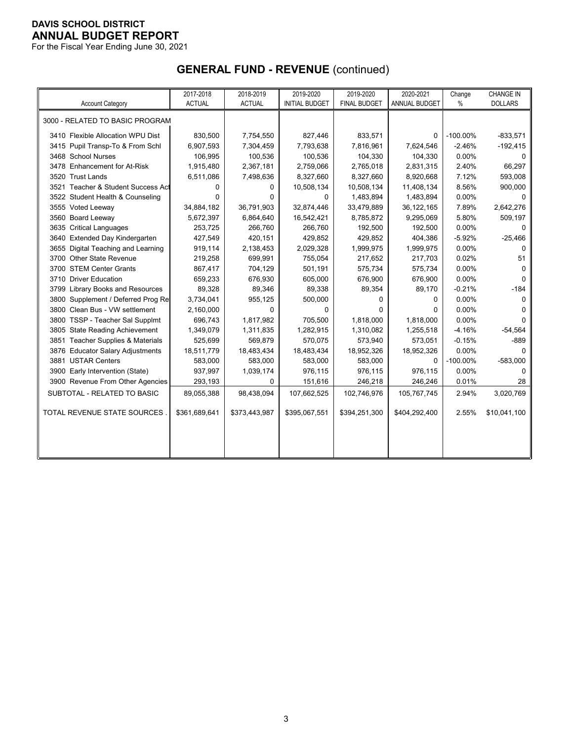**DAVIS SCHOOL DISTRICT**
**ANNUAL BUDGET REPORT**
For the Fiscal Year Ending June 30, 2021

## GENERAL FUND - REVENUE (continued)

| Account Category | 2017-2018 ACTUAL | 2018-2019 ACTUAL | 2019-2020 INITIAL BUDGET | 2019-2020 FINAL BUDGET | 2020-2021 ANNUAL BUDGET | Change % | CHANGE IN DOLLARS |
|---|---|---|---|---|---|---|---|
| 3000 - RELATED TO BASIC PROGRAM | | | | | | | |
| 3410 Flexible Allocation WPU Dist | 830,500 | 7,754,550 | 827,446 | 833,571 | 0 | -100.00% | -833,571 |
| 3415 Pupil Transp-To & From Schl | 6,907,593 | 7,304,459 | 7,793,638 | 7,816,961 | 7,624,546 | -2.46% | -192,415 |
| 3468 School Nurses | 106,995 | 100,536 | 100,536 | 104,330 | 104,330 | 0.00% | 0 |
| 3478 Enhancement for At-Risk | 1,915,480 | 2,367,181 | 2,759,066 | 2,765,018 | 2,831,315 | 2.40% | 66,297 |
| 3520 Trust Lands | 6,511,086 | 7,498,636 | 8,327,660 | 8,327,660 | 8,920,668 | 7.12% | 593,008 |
| 3521 Teacher & Student Success Act | 0 | 0 | 10,508,134 | 10,508,134 | 11,408,134 | 8.56% | 900,000 |
| 3522 Student Health & Counseling | 0 | 0 | 0 | 1,483,894 | 1,483,894 | 0.00% | 0 |
| 3555 Voted Leeway | 34,884,182 | 36,791,903 | 32,874,446 | 33,479,889 | 36,122,165 | 7.89% | 2,642,276 |
| 3560 Board Leeway | 5,672,397 | 6,864,640 | 16,542,421 | 8,785,872 | 9,295,069 | 5.80% | 509,197 |
| 3635 Critical Languages | 253,725 | 266,760 | 266,760 | 192,500 | 192,500 | 0.00% | 0 |
| 3640 Extended Day Kindergarten | 427,549 | 420,151 | 429,852 | 429,852 | 404,386 | -5.92% | -25,466 |
| 3655 Digital Teaching and Learning | 919,114 | 2,138,453 | 2,029,328 | 1,999,975 | 1,999,975 | 0.00% | 0 |
| 3700 Other State Revenue | 219,258 | 699,991 | 755,054 | 217,652 | 217,703 | 0.02% | 51 |
| 3700 STEM Center Grants | 867,417 | 704,129 | 501,191 | 575,734 | 575,734 | 0.00% | 0 |
| 3710 Driver Education | 659,233 | 676,930 | 605,000 | 676,900 | 676,900 | 0.00% | 0 |
| 3799 Library Books and Resources | 89,328 | 89,346 | 89,338 | 89,354 | 89,170 | -0.21% | -184 |
| 3800 Supplement / Deferred Prog Re | 3,734,041 | 955,125 | 500,000 | 0 | 0 | 0.00% | 0 |
| 3800 Clean Bus - VW settlement | 2,160,000 | 0 | 0 | 0 | 0 | 0.00% | 0 |
| 3800 TSSP - Teacher Sal Supplmt | 696,743 | 1,817,982 | 705,500 | 1,818,000 | 1,818,000 | 0.00% | 0 |
| 3805 State Reading Achievement | 1,349,079 | 1,311,835 | 1,282,915 | 1,310,082 | 1,255,518 | -4.16% | -54,564 |
| 3851 Teacher Supplies & Materials | 525,699 | 569,879 | 570,075 | 573,940 | 573,051 | -0.15% | -889 |
| 3876 Educator Salary Adjustments | 18,511,779 | 18,483,434 | 18,483,434 | 18,952,326 | 18,952,326 | 0.00% | 0 |
| 3881 USTAR Centers | 583,000 | 583,000 | 583,000 | 583,000 | 0 | -100.00% | -583,000 |
| 3900 Early Intervention (State) | 937,997 | 1,039,174 | 976,115 | 976,115 | 976,115 | 0.00% | 0 |
| 3900 Revenue From Other Agencies | 293,193 | 0 | 151,616 | 246,218 | 246,246 | 0.01% | 28 |
| SUBTOTAL - RELATED TO BASIC | 89,055,388 | 98,438,094 | 107,662,525 | 102,746,976 | 105,767,745 | 2.94% | 3,020,769 |
| TOTAL REVENUE STATE SOURCES . | $361,689,641 | $373,443,987 | $395,067,551 | $394,251,300 | $404,292,400 | 2.55% | $10,041,100 |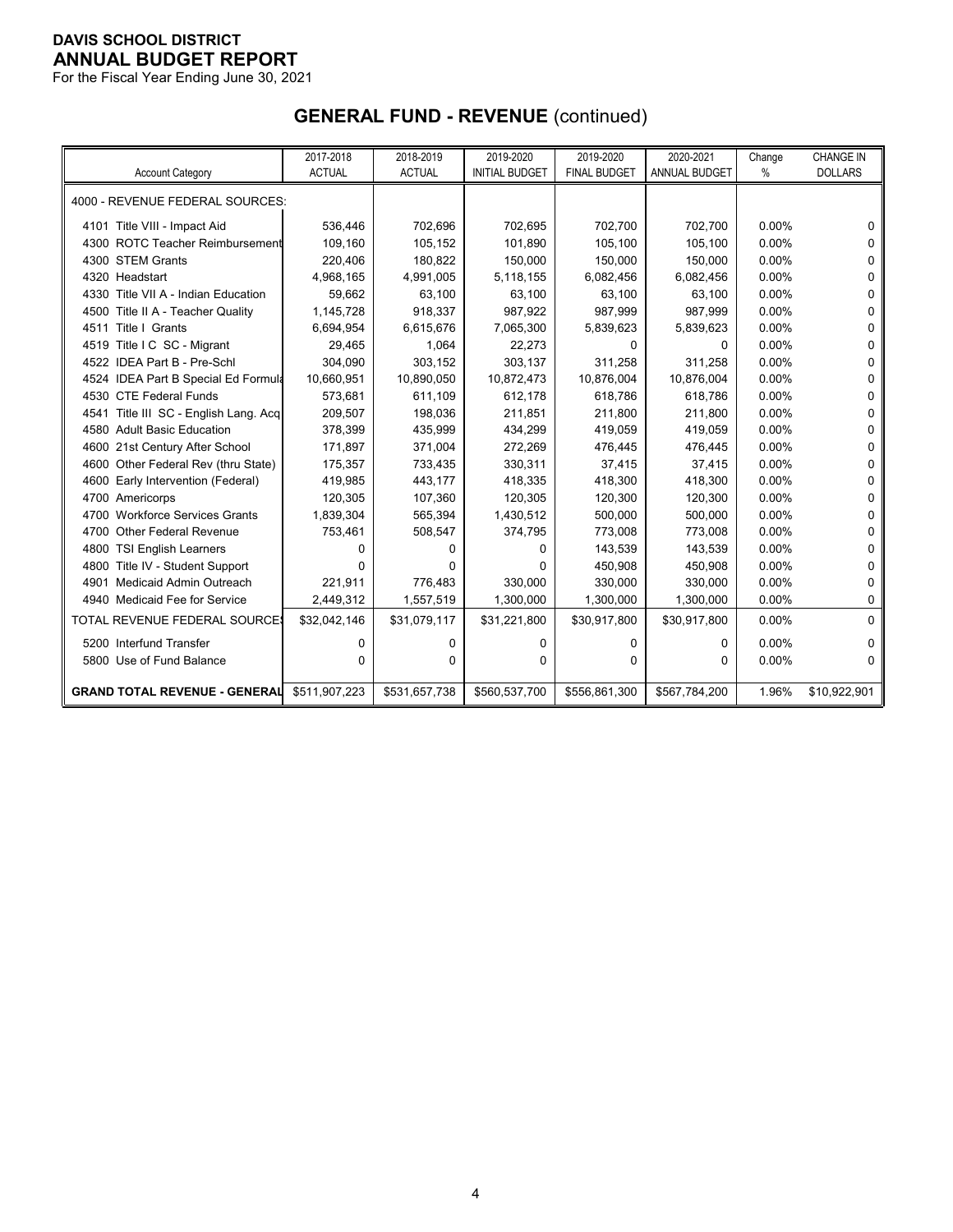**DAVIS SCHOOL DISTRICT**
**ANNUAL BUDGET REPORT**
For the Fiscal Year Ending June 30, 2021

## GENERAL FUND - REVENUE (continued)

| Account Category | 2017-2018 ACTUAL | 2018-2019 ACTUAL | 2019-2020 INITIAL BUDGET | 2019-2020 FINAL BUDGET | 2020-2021 ANNUAL BUDGET | Change % | CHANGE IN DOLLARS |
|---|---|---|---|---|---|---|---|
| 4000 - REVENUE FEDERAL SOURCES: | | | | | | | |
| 4101 Title VIII - Impact Aid | 536,446 | 702,696 | 702,695 | 702,700 | 702,700 | 0.00% | 0 |
| 4300 ROTC Teacher Reimbursement | 109,160 | 105,152 | 101,890 | 105,100 | 105,100 | 0.00% | 0 |
| 4300 STEM Grants | 220,406 | 180,822 | 150,000 | 150,000 | 150,000 | 0.00% | 0 |
| 4320 Headstart | 4,968,165 | 4,991,005 | 5,118,155 | 6,082,456 | 6,082,456 | 0.00% | 0 |
| 4330 Title VII A - Indian Education | 59,662 | 63,100 | 63,100 | 63,100 | 63,100 | 0.00% | 0 |
| 4500 Title II A - Teacher Quality | 1,145,728 | 918,337 | 987,922 | 987,999 | 987,999 | 0.00% | 0 |
| 4511 Title I Grants | 6,694,954 | 6,615,676 | 7,065,300 | 5,839,623 | 5,839,623 | 0.00% | 0 |
| 4519 Title I C SC - Migrant | 29,465 | 1,064 | 22,273 | 0 | 0 | 0.00% | 0 |
| 4522 IDEA Part B - Pre-Schl | 304,090 | 303,152 | 303,137 | 311,258 | 311,258 | 0.00% | 0 |
| 4524 IDEA Part B Special Ed Formula | 10,660,951 | 10,890,050 | 10,872,473 | 10,876,004 | 10,876,004 | 0.00% | 0 |
| 4530 CTE Federal Funds | 573,681 | 611,109 | 612,178 | 618,786 | 618,786 | 0.00% | 0 |
| 4541 Title III SC - English Lang. Acq | 209,507 | 198,036 | 211,851 | 211,800 | 211,800 | 0.00% | 0 |
| 4580 Adult Basic Education | 378,399 | 435,999 | 434,299 | 419,059 | 419,059 | 0.00% | 0 |
| 4600 21st Century After School | 171,897 | 371,004 | 272,269 | 476,445 | 476,445 | 0.00% | 0 |
| 4600 Other Federal Rev (thru State) | 175,357 | 733,435 | 330,311 | 37,415 | 37,415 | 0.00% | 0 |
| 4600 Early Intervention (Federal) | 419,985 | 443,177 | 418,335 | 418,300 | 418,300 | 0.00% | 0 |
| 4700 Americorps | 120,305 | 107,360 | 120,305 | 120,300 | 120,300 | 0.00% | 0 |
| 4700 Workforce Services Grants | 1,839,304 | 565,394 | 1,430,512 | 500,000 | 500,000 | 0.00% | 0 |
| 4700 Other Federal Revenue | 753,461 | 508,547 | 374,795 | 773,008 | 773,008 | 0.00% | 0 |
| 4800 TSI English Learners | 0 | 0 | 0 | 143,539 | 143,539 | 0.00% | 0 |
| 4800 Title IV - Student Support | 0 | 0 | 0 | 450,908 | 450,908 | 0.00% | 0 |
| 4901 Medicaid Admin Outreach | 221,911 | 776,483 | 330,000 | 330,000 | 330,000 | 0.00% | 0 |
| 4940 Medicaid Fee for Service | 2,449,312 | 1,557,519 | 1,300,000 | 1,300,000 | 1,300,000 | 0.00% | 0 |
| TOTAL REVENUE FEDERAL SOURCES | $32,042,146 | $31,079,117 | $31,221,800 | $30,917,800 | $30,917,800 | 0.00% | 0 |
| 5200 Interfund Transfer | 0 | 0 | 0 | 0 | 0 | 0.00% | 0 |
| 5800 Use of Fund Balance | 0 | 0 | 0 | 0 | 0 | 0.00% | 0 |
| **GRAND TOTAL REVENUE - GENERAL** | $511,907,223 | $531,657,738 | $560,537,700 | $556,861,300 | $567,784,200 | 1.96% | $10,922,901 |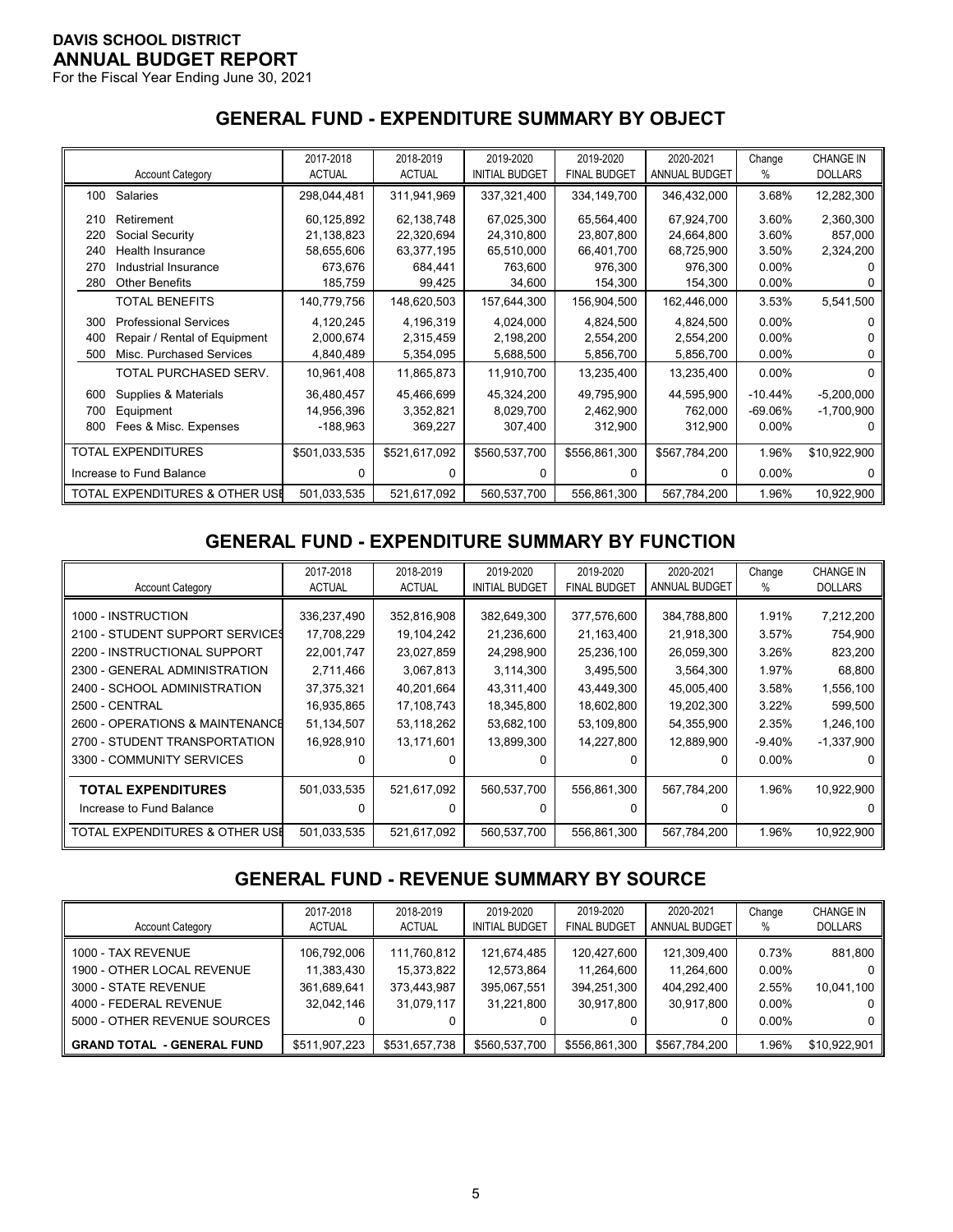**DAVIS SCHOOL DISTRICT**
**ANNUAL BUDGET REPORT**
For the Fiscal Year Ending June 30, 2021

## GENERAL FUND - EXPENDITURE SUMMARY BY OBJECT

| Account Category | 2017-2018 ACTUAL | 2018-2019 ACTUAL | 2019-2020 INITIAL BUDGET | 2019-2020 FINAL BUDGET | 2020-2021 ANNUAL BUDGET | Change % | CHANGE IN DOLLARS |
|---|---|---|---|---|---|---|---|
| 100 Salaries | 298,044,481 | 311,941,969 | 337,321,400 | 334,149,700 | 346,432,000 | 3.68% | 12,282,300 |
| 210 Retirement | 60,125,892 | 62,138,748 | 67,025,300 | 65,564,400 | 67,924,700 | 3.60% | 2,360,300 |
| 220 Social Security | 21,138,823 | 22,320,694 | 24,310,800 | 23,807,800 | 24,664,800 | 3.60% | 857,000 |
| 240 Health Insurance | 58,655,606 | 63,377,195 | 65,510,000 | 66,401,700 | 68,725,900 | 3.50% | 2,324,200 |
| 270 Industrial Insurance | 673,676 | 684,441 | 763,600 | 976,300 | 976,300 | 0.00% | 0 |
| 280 Other Benefits | 185,759 | 99,425 | 34,600 | 154,300 | 154,300 | 0.00% | 0 |
| TOTAL BENEFITS | 140,779,756 | 148,620,503 | 157,644,300 | 156,904,500 | 162,446,000 | 3.53% | 5,541,500 |
| 300 Professional Services | 4,120,245 | 4,196,319 | 4,024,000 | 4,824,500 | 4,824,500 | 0.00% | 0 |
| 400 Repair / Rental of Equipment | 2,000,674 | 2,315,459 | 2,198,200 | 2,554,200 | 2,554,200 | 0.00% | 0 |
| 500 Misc. Purchased Services | 4,840,489 | 5,354,095 | 5,688,500 | 5,856,700 | 5,856,700 | 0.00% | 0 |
| TOTAL PURCHASED SERV. | 10,961,408 | 11,865,873 | 11,910,700 | 13,235,400 | 13,235,400 | 0.00% | 0 |
| 600 Supplies & Materials | 36,480,457 | 45,466,699 | 45,324,200 | 49,795,900 | 44,595,900 | -10.44% | -5,200,000 |
| 700 Equipment | 14,956,396 | 3,352,821 | 8,029,700 | 2,462,900 | 762,000 | -69.06% | -1,700,900 |
| 800 Fees & Misc. Expenses | -188,963 | 369,227 | 307,400 | 312,900 | 312,900 | 0.00% | 0 |
| TOTAL EXPENDITURES | $501,033,535 | $521,617,092 | $560,537,700 | $556,861,300 | $567,784,200 | 1.96% | $10,922,900 |
| Increase to Fund Balance | 0 | 0 | 0 | 0 | 0 | 0.00% | 0 |
| TOTAL EXPENDITURES & OTHER USE | 501,033,535 | 521,617,092 | 560,537,700 | 556,861,300 | 567,784,200 | 1.96% | 10,922,900 |

## GENERAL FUND - EXPENDITURE SUMMARY BY FUNCTION

| Account Category | 2017-2018 ACTUAL | 2018-2019 ACTUAL | 2019-2020 INITIAL BUDGET | 2019-2020 FINAL BUDGET | 2020-2021 ANNUAL BUDGET | Change % | CHANGE IN DOLLARS |
|---|---|---|---|---|---|---|---|
| 1000 - INSTRUCTION | 336,237,490 | 352,816,908 | 382,649,300 | 377,576,600 | 384,788,800 | 1.91% | 7,212,200 |
| 2100 - STUDENT SUPPORT SERVICES | 17,708,229 | 19,104,242 | 21,236,600 | 21,163,400 | 21,918,300 | 3.57% | 754,900 |
| 2200 - INSTRUCTIONAL SUPPORT | 22,001,747 | 23,027,859 | 24,298,900 | 25,236,100 | 26,059,300 | 3.26% | 823,200 |
| 2300 - GENERAL ADMINISTRATION | 2,711,466 | 3,067,813 | 3,114,300 | 3,495,500 | 3,564,300 | 1.97% | 68,800 |
| 2400 - SCHOOL ADMINISTRATION | 37,375,321 | 40,201,664 | 43,311,400 | 43,449,300 | 45,005,400 | 3.58% | 1,556,100 |
| 2500 - CENTRAL | 16,935,865 | 17,108,743 | 18,345,800 | 18,602,800 | 19,202,300 | 3.22% | 599,500 |
| 2600 - OPERATIONS & MAINTENANCE | 51,134,507 | 53,118,262 | 53,682,100 | 53,109,800 | 54,355,900 | 2.35% | 1,246,100 |
| 2700 - STUDENT TRANSPORTATION | 16,928,910 | 13,171,601 | 13,899,300 | 14,227,800 | 12,889,900 | -9.40% | -1,337,900 |
| 3300 - COMMUNITY SERVICES | 0 | 0 | 0 | 0 | 0 | 0.00% | 0 |
| **TOTAL EXPENDITURES** | 501,033,535 | 521,617,092 | 560,537,700 | 556,861,300 | 567,784,200 | 1.96% | 10,922,900 |
| Increase to Fund Balance | 0 | 0 | 0 | 0 | 0 | | 0 |
| TOTAL EXPENDITURES & OTHER USE | 501,033,535 | 521,617,092 | 560,537,700 | 556,861,300 | 567,784,200 | 1.96% | 10,922,900 |

## GENERAL FUND - REVENUE SUMMARY BY SOURCE

| Account Category | 2017-2018 ACTUAL | 2018-2019 ACTUAL | 2019-2020 INITIAL BUDGET | 2019-2020 FINAL BUDGET | 2020-2021 ANNUAL BUDGET | Change % | CHANGE IN DOLLARS |
|---|---|---|---|---|---|---|---|
| 1000 - TAX REVENUE | 106,792,006 | 111,760,812 | 121,674,485 | 120,427,600 | 121,309,400 | 0.73% | 881,800 |
| 1900 - OTHER LOCAL REVENUE | 11,383,430 | 15,373,822 | 12,573,864 | 11,264,600 | 11,264,600 | 0.00% | 0 |
| 3000 - STATE REVENUE | 361,689,641 | 373,443,987 | 395,067,551 | 394,251,300 | 404,292,400 | 2.55% | 10,041,100 |
| 4000 - FEDERAL REVENUE | 32,042,146 | 31,079,117 | 31,221,800 | 30,917,800 | 30,917,800 | 0.00% | 0 |
| 5000 - OTHER REVENUE SOURCES | 0 | 0 | 0 | 0 | 0 | 0.00% | 0 |
| **GRAND TOTAL - GENERAL FUND** | $511,907,223 | $531,657,738 | $560,537,700 | $556,861,300 | $567,784,200 | 1.96% | $10,922,901 |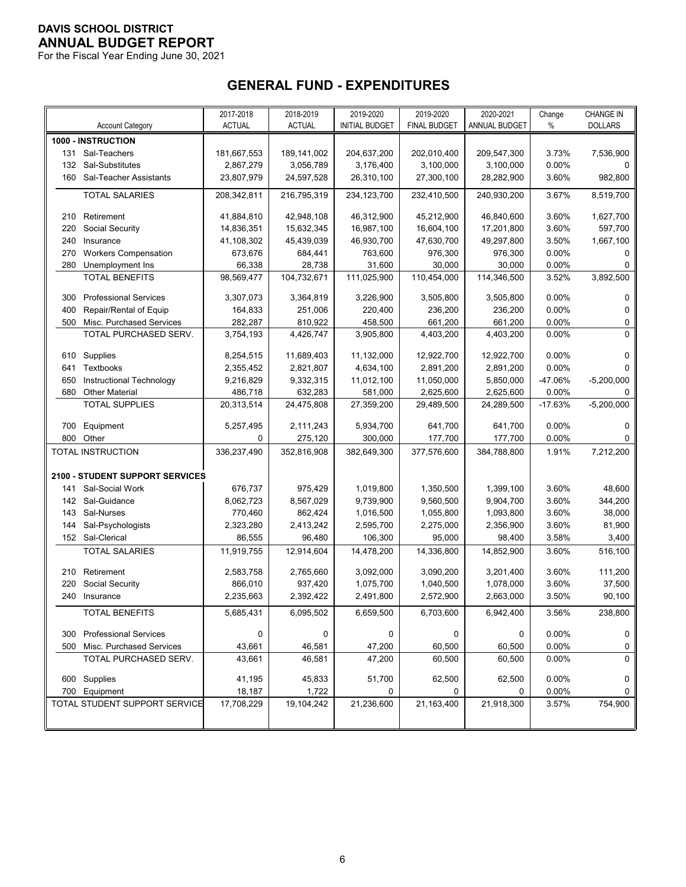**DAVIS SCHOOL DISTRICT**
**ANNUAL BUDGET REPORT**
For the Fiscal Year Ending June 30, 2021

## GENERAL FUND - EXPENDITURES

| Account Category | 2017-2018 ACTUAL | 2018-2019 ACTUAL | 2019-2020 INITIAL BUDGET | 2019-2020 FINAL BUDGET | 2020-2021 ANNUAL BUDGET | Change % | CHANGE IN DOLLARS |
|---|---|---|---|---|---|---|---|
| **1000 - INSTRUCTION** | | | | | | | |
| 131 Sal-Teachers | 181,667,553 | 189,141,002 | 204,637,200 | 202,010,400 | 209,547,300 | 3.73% | 7,536,900 |
| 132 Sal-Substitutes | 2,867,279 | 3,056,789 | 3,176,400 | 3,100,000 | 3,100,000 | 0.00% | 0 |
| 160 Sal-Teacher Assistants | 23,807,979 | 24,597,528 | 26,310,100 | 27,300,100 | 28,282,900 | 3.60% | 982,800 |
| TOTAL SALARIES | 208,342,811 | 216,795,319 | 234,123,700 | 232,410,500 | 240,930,200 | 3.67% | 8,519,700 |
| 210 Retirement | 41,884,810 | 42,948,108 | 46,312,900 | 45,212,900 | 46,840,600 | 3.60% | 1,627,700 |
| 220 Social Security | 14,836,351 | 15,632,345 | 16,987,100 | 16,604,100 | 17,201,800 | 3.60% | 597,700 |
| 240 Insurance | 41,108,302 | 45,439,039 | 46,930,700 | 47,630,700 | 49,297,800 | 3.50% | 1,667,100 |
| 270 Workers Compensation | 673,676 | 684,441 | 763,600 | 976,300 | 976,300 | 0.00% | 0 |
| 280 Unemployment Ins | 66,338 | 28,738 | 31,600 | 30,000 | 30,000 | 0.00% | 0 |
| TOTAL BENEFITS | 98,569,477 | 104,732,671 | 111,025,900 | 110,454,000 | 114,346,500 | 3.52% | 3,892,500 |
| 300 Professional Services | 3,307,073 | 3,364,819 | 3,226,900 | 3,505,800 | 3,505,800 | 0.00% | 0 |
| 400 Repair/Rental of Equip | 164,833 | 251,006 | 220,400 | 236,200 | 236,200 | 0.00% | 0 |
| 500 Misc. Purchased Services | 282,287 | 810,922 | 458,500 | 661,200 | 661,200 | 0.00% | 0 |
| TOTAL PURCHASED SERV. | 3,754,193 | 4,426,747 | 3,905,800 | 4,403,200 | 4,403,200 | 0.00% | 0 |
| 610 Supplies | 8,254,515 | 11,689,403 | 11,132,000 | 12,922,700 | 12,922,700 | 0.00% | 0 |
| 641 Textbooks | 2,355,452 | 2,821,807 | 4,634,100 | 2,891,200 | 2,891,200 | 0.00% | 0 |
| 650 Instructional Technology | 9,216,829 | 9,332,315 | 11,012,100 | 11,050,000 | 5,850,000 | -47.06% | -5,200,000 |
| 680 Other Material | 486,718 | 632,283 | 581,000 | 2,625,600 | 2,625,600 | 0.00% | 0 |
| TOTAL SUPPLIES | 20,313,514 | 24,475,808 | 27,359,200 | 29,489,500 | 24,289,500 | -17.63% | -5,200,000 |
| 700 Equipment | 5,257,495 | 2,111,243 | 5,934,700 | 641,700 | 641,700 | 0.00% | 0 |
| 800 Other | 0 | 275,120 | 300,000 | 177,700 | 177,700 | 0.00% | 0 |
| TOTAL INSTRUCTION | 336,237,490 | 352,816,908 | 382,649,300 | 377,576,600 | 384,788,800 | 1.91% | 7,212,200 |
| **2100 - STUDENT SUPPORT SERVICES** | | | | | | | |
| 141 Sal-Social Work | 676,737 | 975,429 | 1,019,800 | 1,350,500 | 1,399,100 | 3.60% | 48,600 |
| 142 Sal-Guidance | 8,062,723 | 8,567,029 | 9,739,900 | 9,560,500 | 9,904,700 | 3.60% | 344,200 |
| 143 Sal-Nurses | 770,460 | 862,424 | 1,016,500 | 1,055,800 | 1,093,800 | 3.60% | 38,000 |
| 144 Sal-Psychologists | 2,323,280 | 2,413,242 | 2,595,700 | 2,275,000 | 2,356,900 | 3.60% | 81,900 |
| 152 Sal-Clerical | 86,555 | 96,480 | 106,300 | 95,000 | 98,400 | 3.58% | 3,400 |
| TOTAL SALARIES | 11,919,755 | 12,914,604 | 14,478,200 | 14,336,800 | 14,852,900 | 3.60% | 516,100 |
| 210 Retirement | 2,583,758 | 2,765,660 | 3,092,000 | 3,090,200 | 3,201,400 | 3.60% | 111,200 |
| 220 Social Security | 866,010 | 937,420 | 1,075,700 | 1,040,500 | 1,078,000 | 3.60% | 37,500 |
| 240 Insurance | 2,235,663 | 2,392,422 | 2,491,800 | 2,572,900 | 2,663,000 | 3.50% | 90,100 |
| TOTAL BENEFITS | 5,685,431 | 6,095,502 | 6,659,500 | 6,703,600 | 6,942,400 | 3.56% | 238,800 |
| 300 Professional Services | 0 | 0 | 0 | 0 | 0 | 0.00% | 0 |
| 500 Misc. Purchased Services | 43,661 | 46,581 | 47,200 | 60,500 | 60,500 | 0.00% | 0 |
| TOTAL PURCHASED SERV. | 43,661 | 46,581 | 47,200 | 60,500 | 60,500 | 0.00% | 0 |
| 600 Supplies | 41,195 | 45,833 | 51,700 | 62,500 | 62,500 | 0.00% | 0 |
| 700 Equipment | 18,187 | 1,722 | 0 | 0 | 0 | 0.00% | 0 |
| TOTAL STUDENT SUPPORT SERVICE | 17,708,229 | 19,104,242 | 21,236,600 | 21,163,400 | 21,918,300 | 3.57% | 754,900 |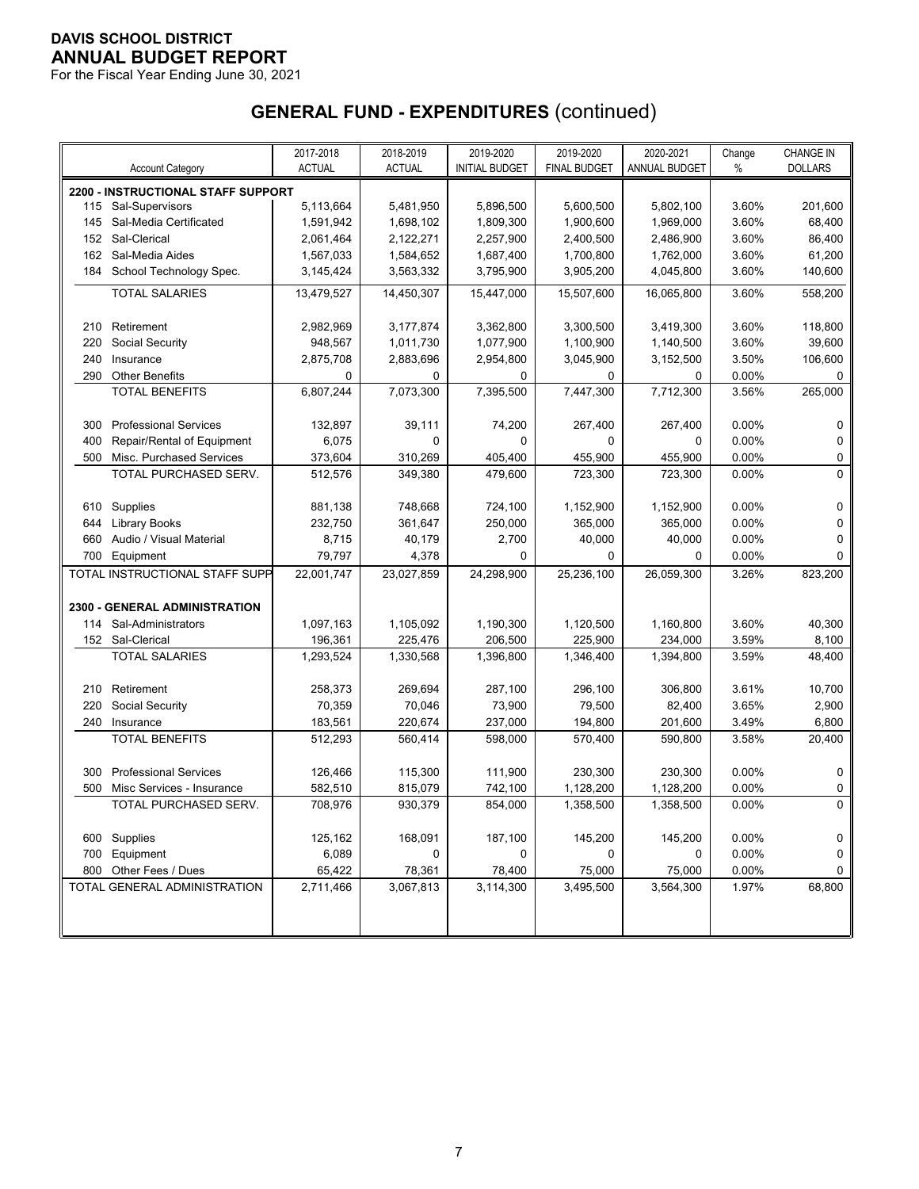**DAVIS SCHOOL DISTRICT**
**ANNUAL BUDGET REPORT**
For the Fiscal Year Ending June 30, 2021

## GENERAL FUND - EXPENDITURES (continued)

| Account Category | 2017-2018 ACTUAL | 2018-2019 ACTUAL | 2019-2020 INITIAL BUDGET | 2019-2020 FINAL BUDGET | 2020-2021 ANNUAL BUDGET | Change % | CHANGE IN DOLLARS |
|---|---|---|---|---|---|---|---|
| **2200 - INSTRUCTIONAL STAFF SUPPORT** | | | | | | | |
| 115 Sal-Supervisors | 5,113,664 | 5,481,950 | 5,896,500 | 5,600,500 | 5,802,100 | 3.60% | 201,600 |
| 145 Sal-Media Certificated | 1,591,942 | 1,698,102 | 1,809,300 | 1,900,600 | 1,969,000 | 3.60% | 68,400 |
| 152 Sal-Clerical | 2,061,464 | 2,122,271 | 2,257,900 | 2,400,500 | 2,486,900 | 3.60% | 86,400 |
| 162 Sal-Media Aides | 1,567,033 | 1,584,652 | 1,687,400 | 1,700,800 | 1,762,000 | 3.60% | 61,200 |
| 184 School Technology Spec. | 3,145,424 | 3,563,332 | 3,795,900 | 3,905,200 | 4,045,800 | 3.60% | 140,600 |
| TOTAL SALARIES | 13,479,527 | 14,450,307 | 15,447,000 | 15,507,600 | 16,065,800 | 3.60% | 558,200 |
| 210 Retirement | 2,982,969 | 3,177,874 | 3,362,800 | 3,300,500 | 3,419,300 | 3.60% | 118,800 |
| 220 Social Security | 948,567 | 1,011,730 | 1,077,900 | 1,100,900 | 1,140,500 | 3.60% | 39,600 |
| 240 Insurance | 2,875,708 | 2,883,696 | 2,954,800 | 3,045,900 | 3,152,500 | 3.50% | 106,600 |
| 290 Other Benefits | 0 | 0 | 0 | 0 | 0 | 0.00% | 0 |
| TOTAL BENEFITS | 6,807,244 | 7,073,300 | 7,395,500 | 7,447,300 | 7,712,300 | 3.56% | 265,000 |
| 300 Professional Services | 132,897 | 39,111 | 74,200 | 267,400 | 267,400 | 0.00% | 0 |
| 400 Repair/Rental of Equipment | 6,075 | 0 | 0 | 0 | 0 | 0.00% | 0 |
| 500 Misc. Purchased Services | 373,604 | 310,269 | 405,400 | 455,900 | 455,900 | 0.00% | 0 |
| TOTAL PURCHASED SERV. | 512,576 | 349,380 | 479,600 | 723,300 | 723,300 | 0.00% | 0 |
| 610 Supplies | 881,138 | 748,668 | 724,100 | 1,152,900 | 1,152,900 | 0.00% | 0 |
| 644 Library Books | 232,750 | 361,647 | 250,000 | 365,000 | 365,000 | 0.00% | 0 |
| 660 Audio / Visual Material | 8,715 | 40,179 | 2,700 | 40,000 | 40,000 | 0.00% | 0 |
| 700 Equipment | 79,797 | 4,378 | 0 | 0 | 0 | 0.00% | 0 |
| TOTAL INSTRUCTIONAL STAFF SUPP | 22,001,747 | 23,027,859 | 24,298,900 | 25,236,100 | 26,059,300 | 3.26% | 823,200 |
| **2300 - GENERAL ADMINISTRATION** | | | | | | | |
| 114 Sal-Administrators | 1,097,163 | 1,105,092 | 1,190,300 | 1,120,500 | 1,160,800 | 3.60% | 40,300 |
| 152 Sal-Clerical | 196,361 | 225,476 | 206,500 | 225,900 | 234,000 | 3.59% | 8,100 |
| TOTAL SALARIES | 1,293,524 | 1,330,568 | 1,396,800 | 1,346,400 | 1,394,800 | 3.59% | 48,400 |
| 210 Retirement | 258,373 | 269,694 | 287,100 | 296,100 | 306,800 | 3.61% | 10,700 |
| 220 Social Security | 70,359 | 70,046 | 73,900 | 79,500 | 82,400 | 3.65% | 2,900 |
| 240 Insurance | 183,561 | 220,674 | 237,000 | 194,800 | 201,600 | 3.49% | 6,800 |
| TOTAL BENEFITS | 512,293 | 560,414 | 598,000 | 570,400 | 590,800 | 3.58% | 20,400 |
| 300 Professional Services | 126,466 | 115,300 | 111,900 | 230,300 | 230,300 | 0.00% | 0 |
| 500 Misc Services - Insurance | 582,510 | 815,079 | 742,100 | 1,128,200 | 1,128,200 | 0.00% | 0 |
| TOTAL PURCHASED SERV. | 708,976 | 930,379 | 854,000 | 1,358,500 | 1,358,500 | 0.00% | 0 |
| 600 Supplies | 125,162 | 168,091 | 187,100 | 145,200 | 145,200 | 0.00% | 0 |
| 700 Equipment | 6,089 | 0 | 0 | 0 | 0 | 0.00% | 0 |
| 800 Other Fees / Dues | 65,422 | 78,361 | 78,400 | 75,000 | 75,000 | 0.00% | 0 |
| TOTAL GENERAL ADMINISTRATION | 2,711,466 | 3,067,813 | 3,114,300 | 3,495,500 | 3,564,300 | 1.97% | 68,800 |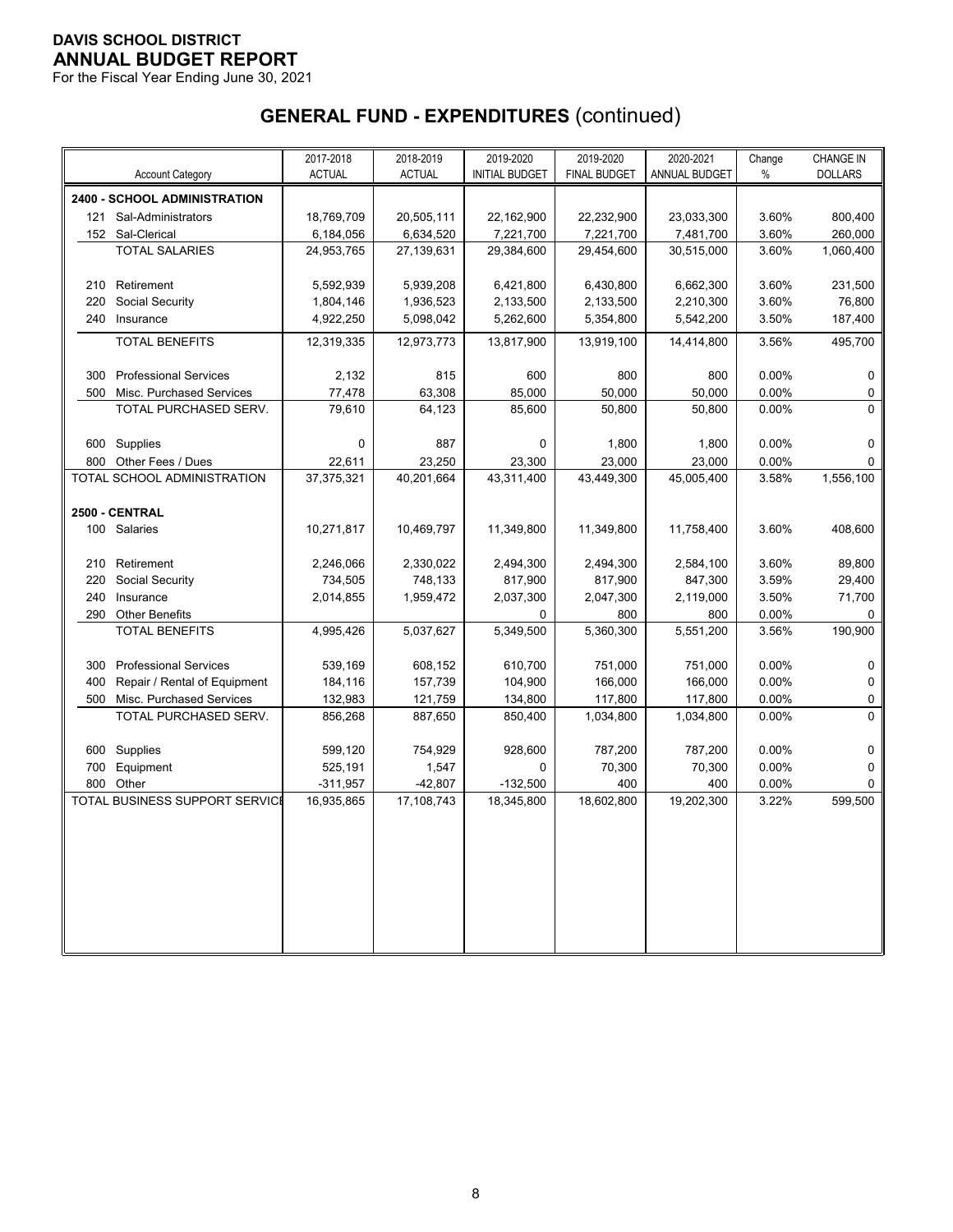**DAVIS SCHOOL DISTRICT**
**ANNUAL BUDGET REPORT**
For the Fiscal Year Ending June 30, 2021

# GENERAL FUND - EXPENDITURES (continued)

| Account Category | 2017-2018 ACTUAL | 2018-2019 ACTUAL | 2019-2020 INITIAL BUDGET | 2019-2020 FINAL BUDGET | 2020-2021 ANNUAL BUDGET | Change % | CHANGE IN DOLLARS |
|---|---|---|---|---|---|---|---|
| **2400 - SCHOOL ADMINISTRATION** | | | | | | | |
| 121 Sal-Administrators | 18,769,709 | 20,505,111 | 22,162,900 | 22,232,900 | 23,033,300 | 3.60% | 800,400 |
| 152 Sal-Clerical | 6,184,056 | 6,634,520 | 7,221,700 | 7,221,700 | 7,481,700 | 3.60% | 260,000 |
| TOTAL SALARIES | 24,953,765 | 27,139,631 | 29,384,600 | 29,454,600 | 30,515,000 | 3.60% | 1,060,400 |
| 210 Retirement | 5,592,939 | 5,939,208 | 6,421,800 | 6,430,800 | 6,662,300 | 3.60% | 231,500 |
| 220 Social Security | 1,804,146 | 1,936,523 | 2,133,500 | 2,133,500 | 2,210,300 | 3.60% | 76,800 |
| 240 Insurance | 4,922,250 | 5,098,042 | 5,262,600 | 5,354,800 | 5,542,200 | 3.50% | 187,400 |
| TOTAL BENEFITS | 12,319,335 | 12,973,773 | 13,817,900 | 13,919,100 | 14,414,800 | 3.56% | 495,700 |
| 300 Professional Services | 2,132 | 815 | 600 | 800 | 800 | 0.00% | 0 |
| 500 Misc. Purchased Services | 77,478 | 63,308 | 85,000 | 50,000 | 50,000 | 0.00% | 0 |
| TOTAL PURCHASED SERV. | 79,610 | 64,123 | 85,600 | 50,800 | 50,800 | 0.00% | 0 |
| 600 Supplies | 0 | 887 | 0 | 1,800 | 1,800 | 0.00% | 0 |
| 800 Other Fees / Dues | 22,611 | 23,250 | 23,300 | 23,000 | 23,000 | 0.00% | 0 |
| TOTAL SCHOOL ADMINISTRATION | 37,375,321 | 40,201,664 | 43,311,400 | 43,449,300 | 45,005,400 | 3.58% | 1,556,100 |
| **2500 - CENTRAL** | | | | | | | |
| 100 Salaries | 10,271,817 | 10,469,797 | 11,349,800 | 11,349,800 | 11,758,400 | 3.60% | 408,600 |
| 210 Retirement | 2,246,066 | 2,330,022 | 2,494,300 | 2,494,300 | 2,584,100 | 3.60% | 89,800 |
| 220 Social Security | 734,505 | 748,133 | 817,900 | 817,900 | 847,300 | 3.59% | 29,400 |
| 240 Insurance | 2,014,855 | 1,959,472 | 2,037,300 | 2,047,300 | 2,119,000 | 3.50% | 71,700 |
| 290 Other Benefits | | | 0 | 800 | 800 | 0.00% | 0 |
| TOTAL BENEFITS | 4,995,426 | 5,037,627 | 5,349,500 | 5,360,300 | 5,551,200 | 3.56% | 190,900 |
| 300 Professional Services | 539,169 | 608,152 | 610,700 | 751,000 | 751,000 | 0.00% | 0 |
| 400 Repair / Rental of Equipment | 184,116 | 157,739 | 104,900 | 166,000 | 166,000 | 0.00% | 0 |
| 500 Misc. Purchased Services | 132,983 | 121,759 | 134,800 | 117,800 | 117,800 | 0.00% | 0 |
| TOTAL PURCHASED SERV. | 856,268 | 887,650 | 850,400 | 1,034,800 | 1,034,800 | 0.00% | 0 |
| 600 Supplies | 599,120 | 754,929 | 928,600 | 787,200 | 787,200 | 0.00% | 0 |
| 700 Equipment | 525,191 | 1,547 | 0 | 70,300 | 70,300 | 0.00% | 0 |
| 800 Other | -311,957 | -42,807 | -132,500 | 400 | 400 | 0.00% | 0 |
| TOTAL BUSINESS SUPPORT SERVICE | 16,935,865 | 17,108,743 | 18,345,800 | 18,602,800 | 19,202,300 | 3.22% | 599,500 |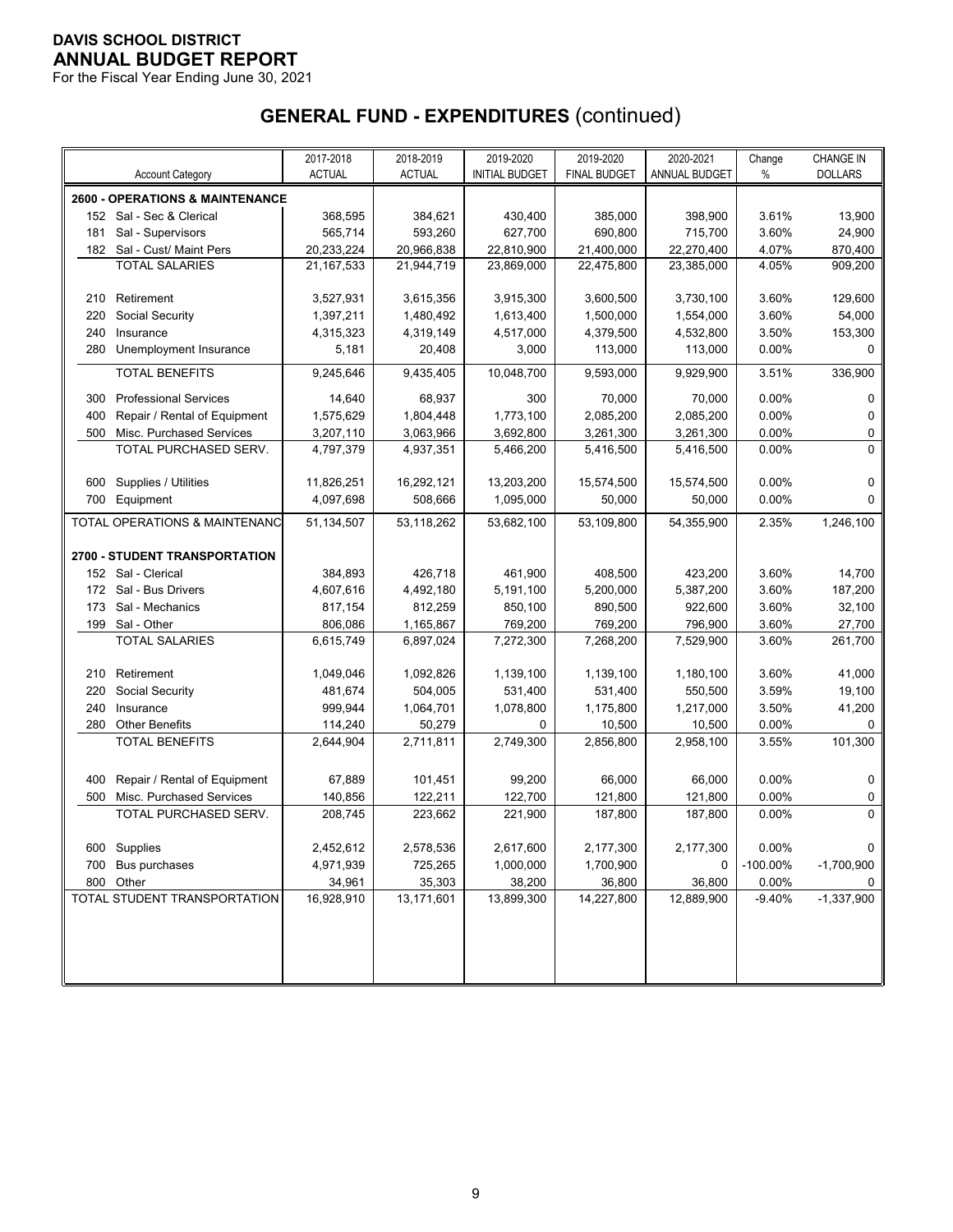**DAVIS SCHOOL DISTRICT**
**ANNUAL BUDGET REPORT**
For the Fiscal Year Ending June 30, 2021

# GENERAL FUND - EXPENDITURES (continued)

| Account Category | 2017-2018 ACTUAL | 2018-2019 ACTUAL | 2019-2020 INITIAL BUDGET | 2019-2020 FINAL BUDGET | 2020-2021 ANNUAL BUDGET | Change % | CHANGE IN DOLLARS |
|---|---|---|---|---|---|---|---|
| **2600 - OPERATIONS & MAINTENANCE** | | | | | | | |
| 152 Sal - Sec & Clerical | 368,595 | 384,621 | 430,400 | 385,000 | 398,900 | 3.61% | 13,900 |
| 181 Sal - Supervisors | 565,714 | 593,260 | 627,700 | 690,800 | 715,700 | 3.60% | 24,900 |
| 182 Sal - Cust/ Maint Pers | 20,233,224 | 20,966,838 | 22,810,900 | 21,400,000 | 22,270,400 | 4.07% | 870,400 |
| TOTAL SALARIES | 21,167,533 | 21,944,719 | 23,869,000 | 22,475,800 | 23,385,000 | 4.05% | 909,200 |
| 210 Retirement | 3,527,931 | 3,615,356 | 3,915,300 | 3,600,500 | 3,730,100 | 3.60% | 129,600 |
| 220 Social Security | 1,397,211 | 1,480,492 | 1,613,400 | 1,500,000 | 1,554,000 | 3.60% | 54,000 |
| 240 Insurance | 4,315,323 | 4,319,149 | 4,517,000 | 4,379,500 | 4,532,800 | 3.50% | 153,300 |
| 280 Unemployment Insurance | 5,181 | 20,408 | 3,000 | 113,000 | 113,000 | 0.00% | 0 |
| TOTAL BENEFITS | 9,245,646 | 9,435,405 | 10,048,700 | 9,593,000 | 9,929,900 | 3.51% | 336,900 |
| 300 Professional Services | 14,640 | 68,937 | 300 | 70,000 | 70,000 | 0.00% | 0 |
| 400 Repair / Rental of Equipment | 1,575,629 | 1,804,448 | 1,773,100 | 2,085,200 | 2,085,200 | 0.00% | 0 |
| 500 Misc. Purchased Services | 3,207,110 | 3,063,966 | 3,692,800 | 3,261,300 | 3,261,300 | 0.00% | 0 |
| TOTAL PURCHASED SERV. | 4,797,379 | 4,937,351 | 5,466,200 | 5,416,500 | 5,416,500 | 0.00% | 0 |
| 600 Supplies / Utilities | 11,826,251 | 16,292,121 | 13,203,200 | 15,574,500 | 15,574,500 | 0.00% | 0 |
| 700 Equipment | 4,097,698 | 508,666 | 1,095,000 | 50,000 | 50,000 | 0.00% | 0 |
| TOTAL OPERATIONS & MAINTENANC | 51,134,507 | 53,118,262 | 53,682,100 | 53,109,800 | 54,355,900 | 2.35% | 1,246,100 |
| **2700 - STUDENT TRANSPORTATION** | | | | | | | |
| 152 Sal - Clerical | 384,893 | 426,718 | 461,900 | 408,500 | 423,200 | 3.60% | 14,700 |
| 172 Sal - Bus Drivers | 4,607,616 | 4,492,180 | 5,191,100 | 5,200,000 | 5,387,200 | 3.60% | 187,200 |
| 173 Sal - Mechanics | 817,154 | 812,259 | 850,100 | 890,500 | 922,600 | 3.60% | 32,100 |
| 199 Sal - Other | 806,086 | 1,165,867 | 769,200 | 769,200 | 796,900 | 3.60% | 27,700 |
| TOTAL SALARIES | 6,615,749 | 6,897,024 | 7,272,300 | 7,268,200 | 7,529,900 | 3.60% | 261,700 |
| 210 Retirement | 1,049,046 | 1,092,826 | 1,139,100 | 1,139,100 | 1,180,100 | 3.60% | 41,000 |
| 220 Social Security | 481,674 | 504,005 | 531,400 | 531,400 | 550,500 | 3.59% | 19,100 |
| 240 Insurance | 999,944 | 1,064,701 | 1,078,800 | 1,175,800 | 1,217,000 | 3.50% | 41,200 |
| 280 Other Benefits | 114,240 | 50,279 | 0 | 10,500 | 10,500 | 0.00% | 0 |
| TOTAL BENEFITS | 2,644,904 | 2,711,811 | 2,749,300 | 2,856,800 | 2,958,100 | 3.55% | 101,300 |
| 400 Repair / Rental of Equipment | 67,889 | 101,451 | 99,200 | 66,000 | 66,000 | 0.00% | 0 |
| 500 Misc. Purchased Services | 140,856 | 122,211 | 122,700 | 121,800 | 121,800 | 0.00% | 0 |
| TOTAL PURCHASED SERV. | 208,745 | 223,662 | 221,900 | 187,800 | 187,800 | 0.00% | 0 |
| 600 Supplies | 2,452,612 | 2,578,536 | 2,617,600 | 2,177,300 | 2,177,300 | 0.00% | 0 |
| 700 Bus purchases | 4,971,939 | 725,265 | 1,000,000 | 1,700,900 | 0 | -100.00% | -1,700,900 |
| 800 Other | 34,961 | 35,303 | 38,200 | 36,800 | 36,800 | 0.00% | 0 |
| TOTAL STUDENT TRANSPORTATION | 16,928,910 | 13,171,601 | 13,899,300 | 14,227,800 | 12,889,900 | -9.40% | -1,337,900 |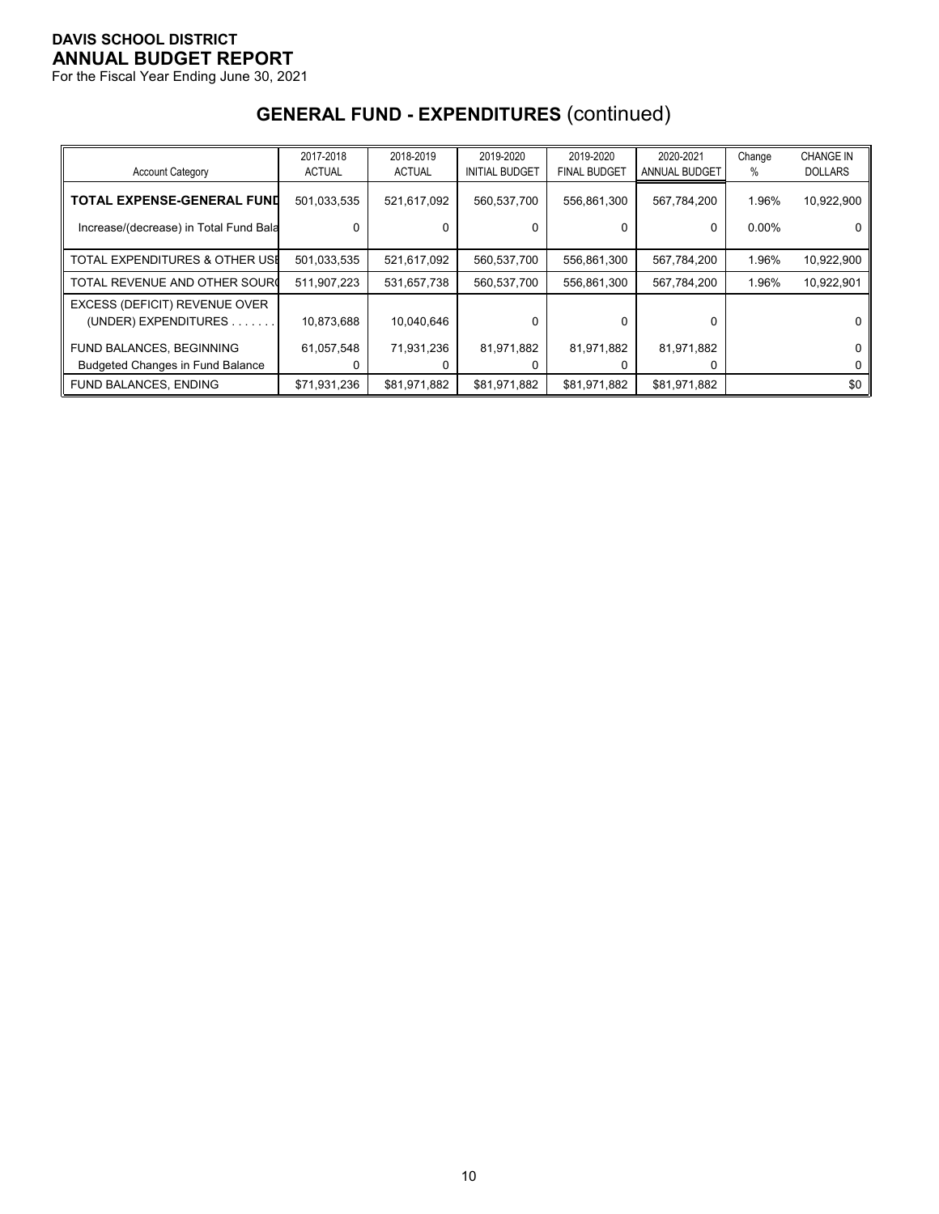**DAVIS SCHOOL DISTRICT**
**ANNUAL BUDGET REPORT**
For the Fiscal Year Ending June 30, 2021

## GENERAL FUND - EXPENDITURES (continued)

| Account Category | 2017-2018 ACTUAL | 2018-2019 ACTUAL | 2019-2020 INITIAL BUDGET | 2019-2020 FINAL BUDGET | 2020-2021 ANNUAL BUDGET | Change % | CHANGE IN DOLLARS |
|---|---|---|---|---|---|---|---|
| **TOTAL EXPENSE-GENERAL FUND** | 501,033,535 | 521,617,092 | 560,537,700 | 556,861,300 | 567,784,200 | 1.96% | 10,922,900 |
| Increase/(decrease) in Total Fund Bala | 0 | 0 | 0 | 0 | 0 | 0.00% | 0 |
| TOTAL EXPENDITURES & OTHER USE | 501,033,535 | 521,617,092 | 560,537,700 | 556,861,300 | 567,784,200 | 1.96% | 10,922,900 |
| TOTAL REVENUE AND OTHER SOURC | 511,907,223 | 531,657,738 | 560,537,700 | 556,861,300 | 567,784,200 | 1.96% | 10,922,901 |
| EXCESS (DEFICIT) REVENUE OVER (UNDER) EXPENDITURES . . . . . . . | 10,873,688 | 10,040,646 | 0 | 0 | 0 | | 0 |
| FUND BALANCES, BEGINNING | 61,057,548 | 71,931,236 | 81,971,882 | 81,971,882 | 81,971,882 | | 0 |
| Budgeted Changes in Fund Balance | 0 | 0 | 0 | 0 | 0 | | 0 |
| FUND BALANCES, ENDING | $71,931,236 | $81,971,882 | $81,971,882 | $81,971,882 | $81,971,882 | | $0 |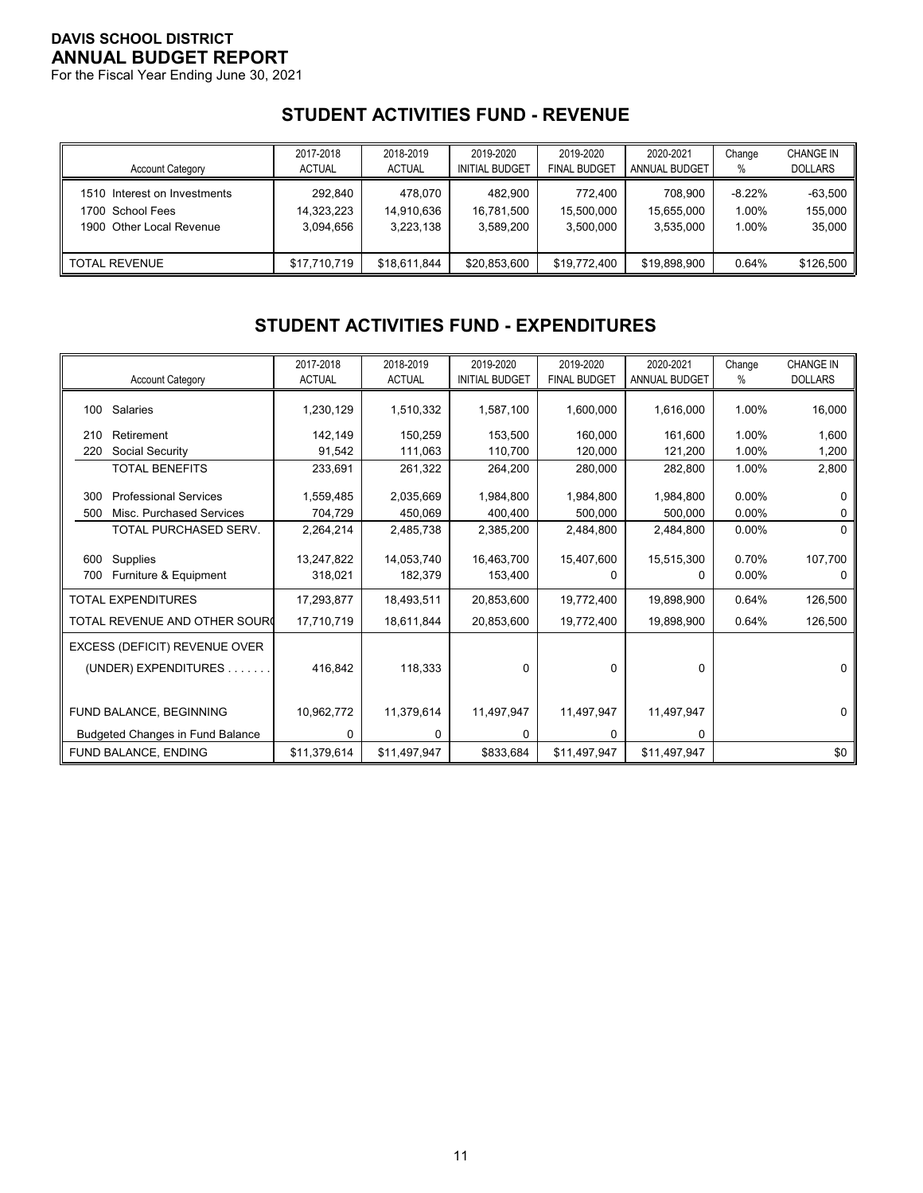**DAVIS SCHOOL DISTRICT**
**ANNUAL BUDGET REPORT**
For the Fiscal Year Ending June 30, 2021

## STUDENT ACTIVITIES FUND - REVENUE

| Account Category | 2017-2018 ACTUAL | 2018-2019 ACTUAL | 2019-2020 INITIAL BUDGET | 2019-2020 FINAL BUDGET | 2020-2021 ANNUAL BUDGET | Change % | CHANGE IN DOLLARS |
|---|---|---|---|---|---|---|---|
| 1510 Interest on Investments | 292,840 | 478,070 | 482,900 | 772,400 | 708,900 | -8.22% | -63,500 |
| 1700 School Fees | 14,323,223 | 14,910,636 | 16,781,500 | 15,500,000 | 15,655,000 | 1.00% | 155,000 |
| 1900 Other Local Revenue | 3,094,656 | 3,223,138 | 3,589,200 | 3,500,000 | 3,535,000 | 1.00% | 35,000 |
| TOTAL REVENUE | $17,710,719 | $18,611,844 | $20,853,600 | $19,772,400 | $19,898,900 | 0.64% | $126,500 |

## STUDENT ACTIVITIES FUND - EXPENDITURES

| Account Category | 2017-2018 ACTUAL | 2018-2019 ACTUAL | 2019-2020 INITIAL BUDGET | 2019-2020 FINAL BUDGET | 2020-2021 ANNUAL BUDGET | Change % | CHANGE IN DOLLARS |
|---|---|---|---|---|---|---|---|
| 100 Salaries | 1,230,129 | 1,510,332 | 1,587,100 | 1,600,000 | 1,616,000 | 1.00% | 16,000 |
| 210 Retirement | 142,149 | 150,259 | 153,500 | 160,000 | 161,600 | 1.00% | 1,600 |
| 220 Social Security | 91,542 | 111,063 | 110,700 | 120,000 | 121,200 | 1.00% | 1,200 |
| TOTAL BENEFITS | 233,691 | 261,322 | 264,200 | 280,000 | 282,800 | 1.00% | 2,800 |
| 300 Professional Services | 1,559,485 | 2,035,669 | 1,984,800 | 1,984,800 | 1,984,800 | 0.00% | 0 |
| 500 Misc. Purchased Services | 704,729 | 450,069 | 400,400 | 500,000 | 500,000 | 0.00% | 0 |
| TOTAL PURCHASED SERV. | 2,264,214 | 2,485,738 | 2,385,200 | 2,484,800 | 2,484,800 | 0.00% | 0 |
| 600 Supplies | 13,247,822 | 14,053,740 | 16,463,700 | 15,407,600 | 15,515,300 | 0.70% | 107,700 |
| 700 Furniture & Equipment | 318,021 | 182,379 | 153,400 | 0 | 0 | 0.00% | 0 |
| TOTAL EXPENDITURES | 17,293,877 | 18,493,511 | 20,853,600 | 19,772,400 | 19,898,900 | 0.64% | 126,500 |
| TOTAL REVENUE AND OTHER SOURC | 17,710,719 | 18,611,844 | 20,853,600 | 19,772,400 | 19,898,900 | 0.64% | 126,500 |
| EXCESS (DEFICIT) REVENUE OVER (UNDER) EXPENDITURES . . . . . . . | 416,842 | 118,333 | 0 | 0 | 0 | | 0 |
| FUND BALANCE, BEGINNING | 10,962,772 | 11,379,614 | 11,497,947 | 11,497,947 | 11,497,947 | | 0 |
| Budgeted Changes in Fund Balance | 0 | 0 | 0 | 0 | 0 | | |
| FUND BALANCE, ENDING | $11,379,614 | $11,497,947 | $833,684 | $11,497,947 | $11,497,947 | | $0 |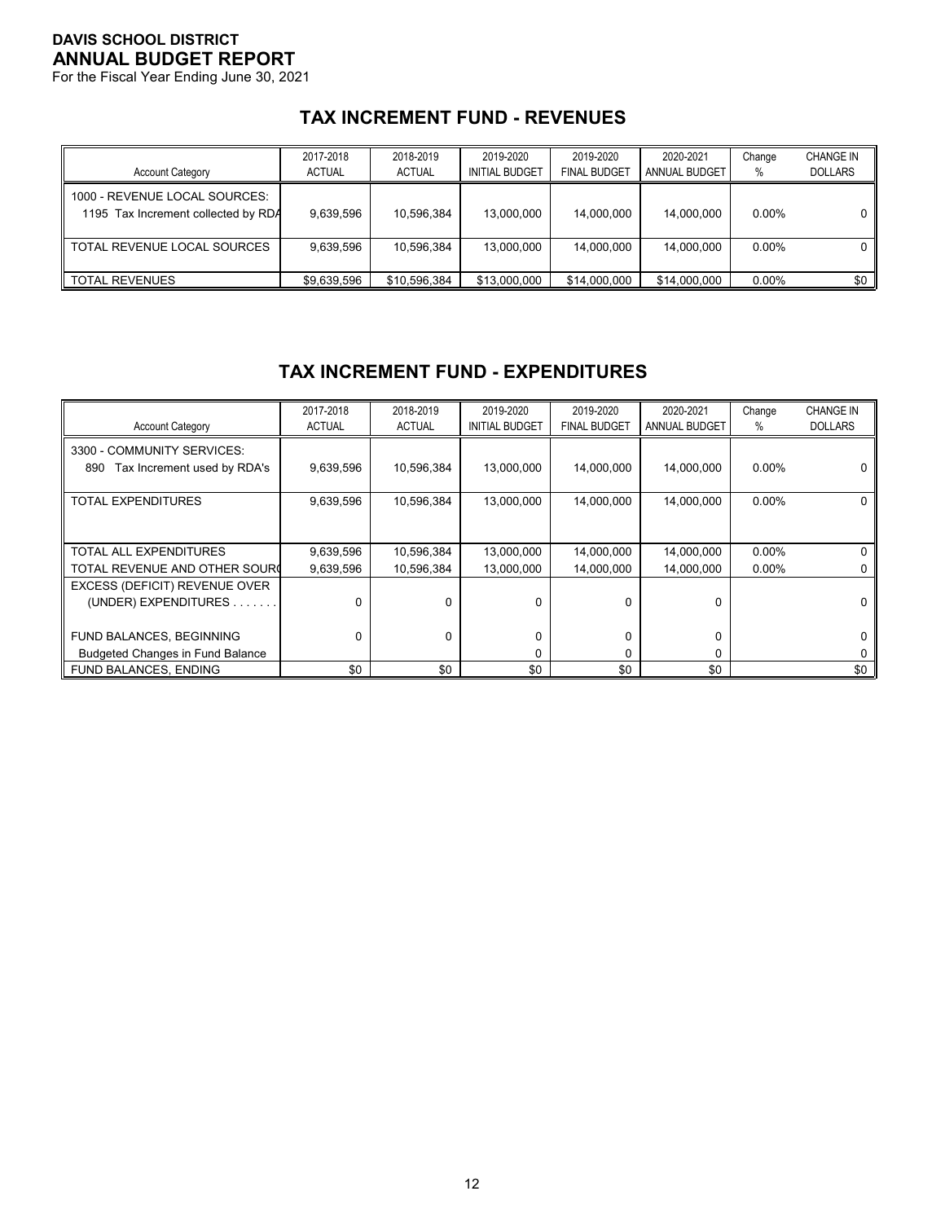**DAVIS SCHOOL DISTRICT**
**ANNUAL BUDGET REPORT**
For the Fiscal Year Ending June 30, 2021

## TAX INCREMENT FUND - REVENUES

| Account Category | 2017-2018 ACTUAL | 2018-2019 ACTUAL | 2019-2020 INITIAL BUDGET | 2019-2020 FINAL BUDGET | 2020-2021 ANNUAL BUDGET | Change % | CHANGE IN DOLLARS |
|---|---|---|---|---|---|---|---|
| 1000 - REVENUE LOCAL SOURCES: | | | | | | | |
| 1195 Tax Increment collected by RDA | 9,639,596 | 10,596,384 | 13,000,000 | 14,000,000 | 14,000,000 | 0.00% | 0 |
| TOTAL REVENUE LOCAL SOURCES | 9,639,596 | 10,596,384 | 13,000,000 | 14,000,000 | 14,000,000 | 0.00% | 0 |
| TOTAL REVENUES | $9,639,596 | $10,596,384 | $13,000,000 | $14,000,000 | $14,000,000 | 0.00% | $0 |

## TAX INCREMENT FUND - EXPENDITURES

| Account Category | 2017-2018 ACTUAL | 2018-2019 ACTUAL | 2019-2020 INITIAL BUDGET | 2019-2020 FINAL BUDGET | 2020-2021 ANNUAL BUDGET | Change % | CHANGE IN DOLLARS |
|---|---|---|---|---|---|---|---|
| 3300 - COMMUNITY SERVICES: | | | | | | | |
| 890 Tax Increment used by RDA's | 9,639,596 | 10,596,384 | 13,000,000 | 14,000,000 | 14,000,000 | 0.00% | 0 |
| TOTAL EXPENDITURES | 9,639,596 | 10,596,384 | 13,000,000 | 14,000,000 | 14,000,000 | 0.00% | 0 |
| TOTAL ALL EXPENDITURES | 9,639,596 | 10,596,384 | 13,000,000 | 14,000,000 | 14,000,000 | 0.00% | 0 |
| TOTAL REVENUE AND OTHER SOURCES | 9,639,596 | 10,596,384 | 13,000,000 | 14,000,000 | 14,000,000 | 0.00% | 0 |
| EXCESS (DEFICIT) REVENUE OVER (UNDER) EXPENDITURES . . . . . . . | 0 | 0 | 0 | 0 | 0 | | 0 |
| FUND BALANCES, BEGINNING | 0 | 0 | 0 | 0 | 0 | | 0 |
| Budgeted Changes in Fund Balance | | | 0 | 0 | 0 | | 0 |
| FUND BALANCES, ENDING | $0 | $0 | $0 | $0 | $0 | | $0 |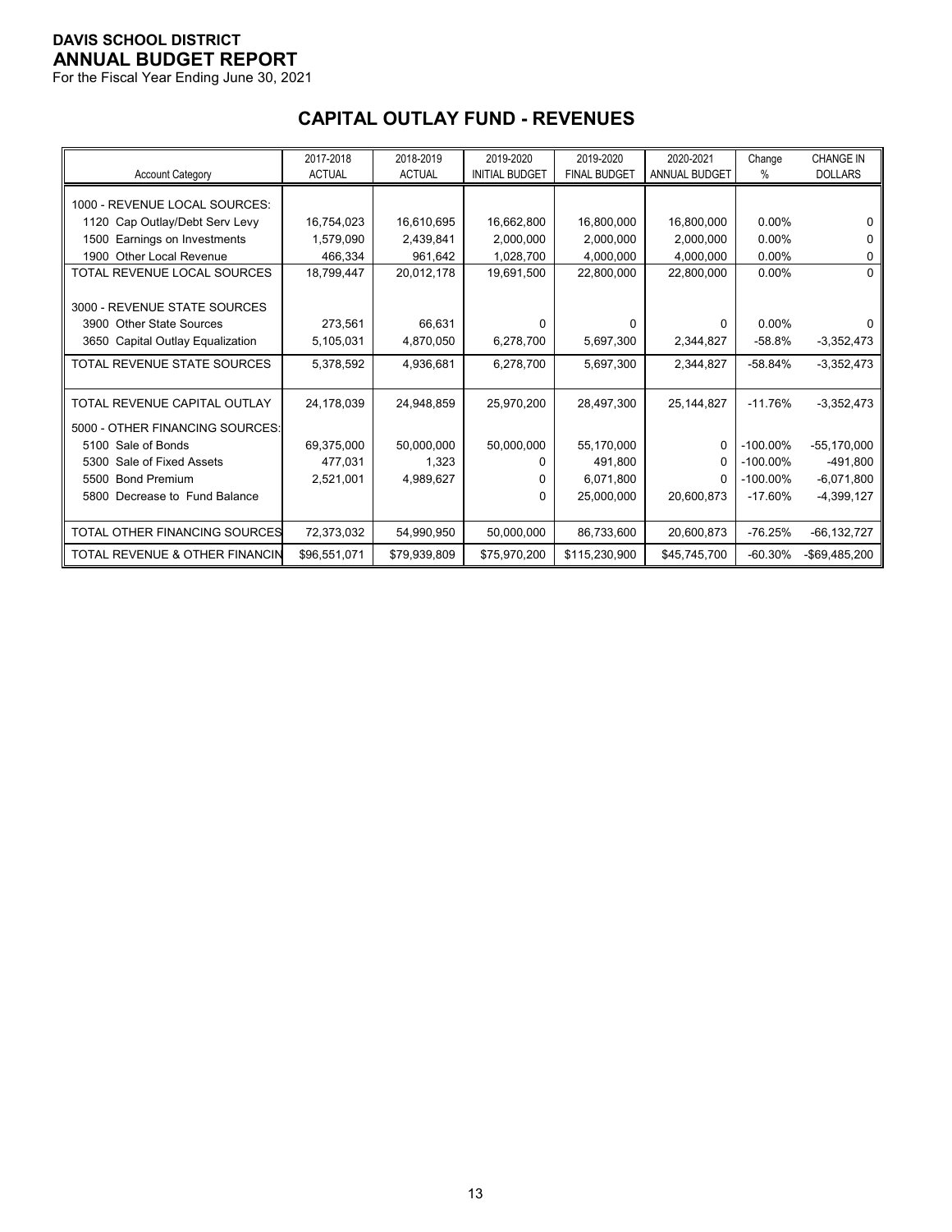**DAVIS SCHOOL DISTRICT**
**ANNUAL BUDGET REPORT**
For the Fiscal Year Ending June 30, 2021

## CAPITAL OUTLAY FUND - REVENUES

| Account Category | 2017-2018 ACTUAL | 2018-2019 ACTUAL | 2019-2020 INITIAL BUDGET | 2019-2020 FINAL BUDGET | 2020-2021 ANNUAL BUDGET | Change % | CHANGE IN DOLLARS |
|---|---|---|---|---|---|---|---|
| 1000 - REVENUE LOCAL SOURCES: | | | | | | | |
| 1120 Cap Outlay/Debt Serv Levy | 16,754,023 | 16,610,695 | 16,662,800 | 16,800,000 | 16,800,000 | 0.00% | 0 |
| 1500 Earnings on Investments | 1,579,090 | 2,439,841 | 2,000,000 | 2,000,000 | 2,000,000 | 0.00% | 0 |
| 1900 Other Local Revenue | 466,334 | 961,642 | 1,028,700 | 4,000,000 | 4,000,000 | 0.00% | 0 |
| TOTAL REVENUE LOCAL SOURCES | 18,799,447 | 20,012,178 | 19,691,500 | 22,800,000 | 22,800,000 | 0.00% | 0 |
| 3000 - REVENUE STATE SOURCES | | | | | | | |
| 3900 Other State Sources | 273,561 | 66,631 | 0 | 0 | 0 | 0.00% | 0 |
| 3650 Capital Outlay Equalization | 5,105,031 | 4,870,050 | 6,278,700 | 5,697,300 | 2,344,827 | -58.8% | -3,352,473 |
| TOTAL REVENUE STATE SOURCES | 5,378,592 | 4,936,681 | 6,278,700 | 5,697,300 | 2,344,827 | -58.84% | -3,352,473 |
| TOTAL REVENUE CAPITAL OUTLAY | 24,178,039 | 24,948,859 | 25,970,200 | 28,497,300 | 25,144,827 | -11.76% | -3,352,473 |
| 5000 - OTHER FINANCING SOURCES: | | | | | | | |
| 5100 Sale of Bonds | 69,375,000 | 50,000,000 | 50,000,000 | 55,170,000 | 0 | -100.00% | -55,170,000 |
| 5300 Sale of Fixed Assets | 477,031 | 1,323 | 0 | 491,800 | 0 | -100.00% | -491,800 |
| 5500 Bond Premium | 2,521,001 | 4,989,627 | 0 | 6,071,800 | 0 | -100.00% | -6,071,800 |
| 5800 Decrease to Fund Balance | | | 0 | 25,000,000 | 20,600,873 | -17.60% | -4,399,127 |
| TOTAL OTHER FINANCING SOURCES | 72,373,032 | 54,990,950 | 50,000,000 | 86,733,600 | 20,600,873 | -76.25% | -66,132,727 |
| TOTAL REVENUE & OTHER FINANCIN | $96,551,071 | $79,939,809 | $75,970,200 | $115,230,900 | $45,745,700 | -60.30% | -$69,485,200 |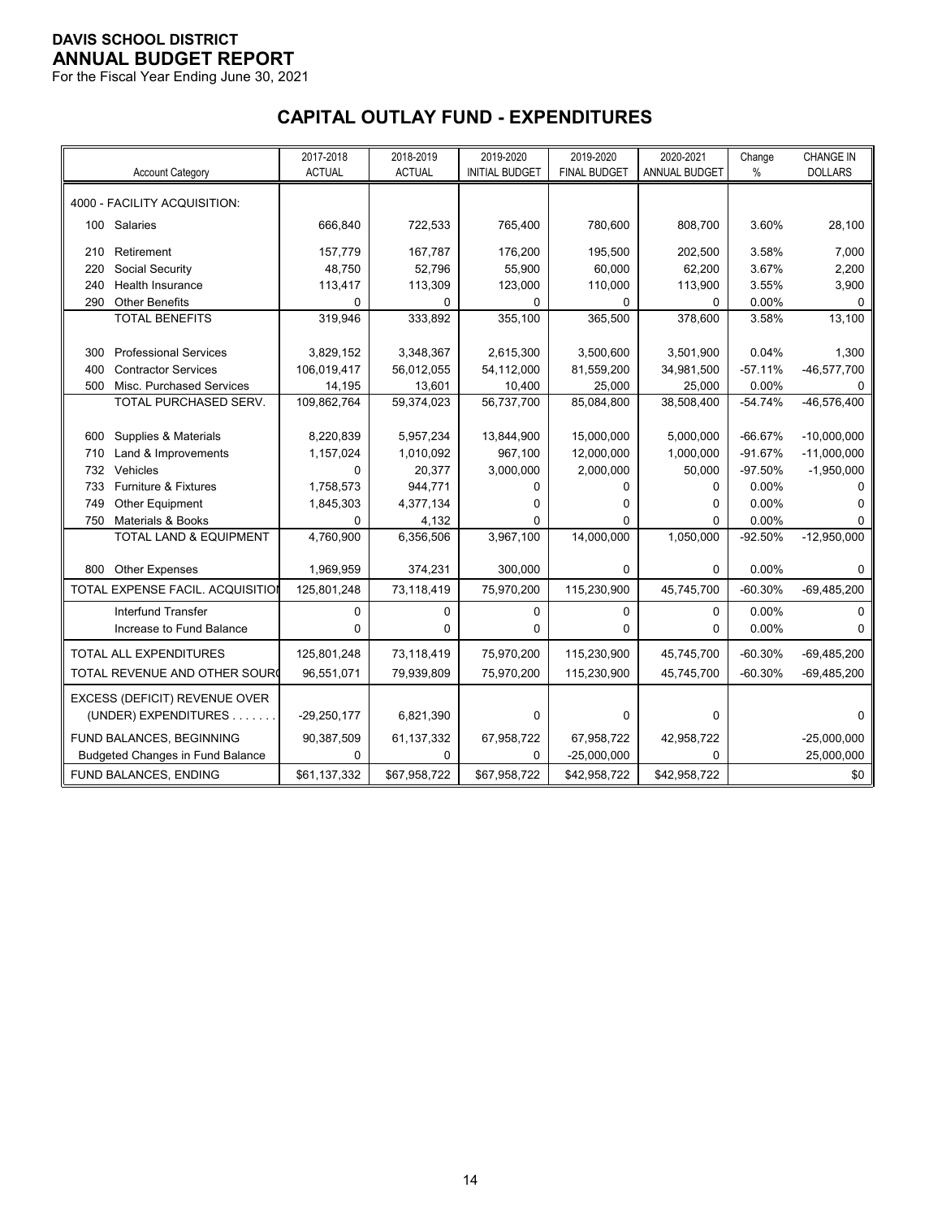**DAVIS SCHOOL DISTRICT**
**ANNUAL BUDGET REPORT**
For the Fiscal Year Ending June 30, 2021

## CAPITAL OUTLAY FUND - EXPENDITURES

| Account Category | 2017-2018 ACTUAL | 2018-2019 ACTUAL | 2019-2020 INITIAL BUDGET | 2019-2020 FINAL BUDGET | 2020-2021 ANNUAL BUDGET | Change % | CHANGE IN DOLLARS |
|---|---|---|---|---|---|---|---|
| 4000 - FACILITY ACQUISITION: | | | | | | | |
| 100 Salaries | 666,840 | 722,533 | 765,400 | 780,600 | 808,700 | 3.60% | 28,100 |
| 210 Retirement | 157,779 | 167,787 | 176,200 | 195,500 | 202,500 | 3.58% | 7,000 |
| 220 Social Security | 48,750 | 52,796 | 55,900 | 60,000 | 62,200 | 3.67% | 2,200 |
| 240 Health Insurance | 113,417 | 113,309 | 123,000 | 110,000 | 113,900 | 3.55% | 3,900 |
| 290 Other Benefits | 0 | 0 | 0 | 0 | 0 | 0.00% | 0 |
| TOTAL BENEFITS | 319,946 | 333,892 | 355,100 | 365,500 | 378,600 | 3.58% | 13,100 |
| 300 Professional Services | 3,829,152 | 3,348,367 | 2,615,300 | 3,500,600 | 3,501,900 | 0.04% | 1,300 |
| 400 Contractor Services | 106,019,417 | 56,012,055 | 54,112,000 | 81,559,200 | 34,981,500 | -57.11% | -46,577,700 |
| 500 Misc. Purchased Services | 14,195 | 13,601 | 10,400 | 25,000 | 25,000 | 0.00% | 0 |
| TOTAL PURCHASED SERV. | 109,862,764 | 59,374,023 | 56,737,700 | 85,084,800 | 38,508,400 | -54.74% | -46,576,400 |
| 600 Supplies & Materials | 8,220,839 | 5,957,234 | 13,844,900 | 15,000,000 | 5,000,000 | -66.67% | -10,000,000 |
| 710 Land & Improvements | 1,157,024 | 1,010,092 | 967,100 | 12,000,000 | 1,000,000 | -91.67% | -11,000,000 |
| 732 Vehicles | 0 | 20,377 | 3,000,000 | 2,000,000 | 50,000 | -97.50% | -1,950,000 |
| 733 Furniture & Fixtures | 1,758,573 | 944,771 | 0 | 0 | 0 | 0.00% | 0 |
| 749 Other Equipment | 1,845,303 | 4,377,134 | 0 | 0 | 0 | 0.00% | 0 |
| 750 Materials & Books | 0 | 4,132 | 0 | 0 | 0 | 0.00% | 0 |
| TOTAL LAND & EQUIPMENT | 4,760,900 | 6,356,506 | 3,967,100 | 14,000,000 | 1,050,000 | -92.50% | -12,950,000 |
| 800 Other Expenses | 1,969,959 | 374,231 | 300,000 | 0 | 0 | 0.00% | 0 |
| TOTAL EXPENSE FACIL. ACQUISITION | 125,801,248 | 73,118,419 | 75,970,200 | 115,230,900 | 45,745,700 | -60.30% | -69,485,200 |
| Interfund Transfer | 0 | 0 | 0 | 0 | 0 | 0.00% | 0 |
| Increase to Fund Balance | 0 | 0 | 0 | 0 | 0 | 0.00% | 0 |
| TOTAL ALL EXPENDITURES | 125,801,248 | 73,118,419 | 75,970,200 | 115,230,900 | 45,745,700 | -60.30% | -69,485,200 |
| TOTAL REVENUE AND OTHER SOURCES | 96,551,071 | 79,939,809 | 75,970,200 | 115,230,900 | 45,745,700 | -60.30% | -69,485,200 |
| EXCESS (DEFICIT) REVENUE OVER (UNDER) EXPENDITURES | -29,250,177 | 6,821,390 | 0 | 0 | 0 | | 0 |
| FUND BALANCES, BEGINNING | 90,387,509 | 61,137,332 | 67,958,722 | 67,958,722 | 42,958,722 | | -25,000,000 |
| Budgeted Changes in Fund Balance | 0 | 0 | 0 | -25,000,000 | 0 | | 25,000,000 |
| FUND BALANCES, ENDING | $61,137,332 | $67,958,722 | $67,958,722 | $42,958,722 | $42,958,722 | | $0 |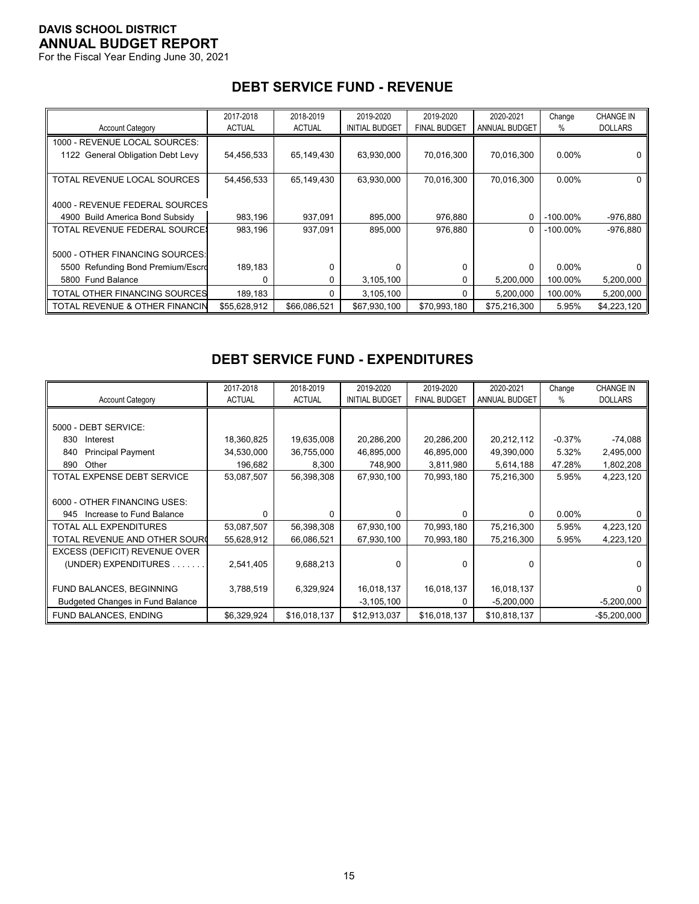**DAVIS SCHOOL DISTRICT**
**ANNUAL BUDGET REPORT**
For the Fiscal Year Ending June 30, 2021

## DEBT SERVICE FUND - REVENUE

| Account Category | 2017-2018 ACTUAL | 2018-2019 ACTUAL | 2019-2020 INITIAL BUDGET | 2019-2020 FINAL BUDGET | 2020-2021 ANNUAL BUDGET | Change % | CHANGE IN DOLLARS |
|---|---|---|---|---|---|---|---|
| 1000 - REVENUE LOCAL SOURCES: | | | | | | | |
| 1122 General Obligation Debt Levy | 54,456,533 | 65,149,430 | 63,930,000 | 70,016,300 | 70,016,300 | 0.00% | 0 |
| TOTAL REVENUE LOCAL SOURCES | 54,456,533 | 65,149,430 | 63,930,000 | 70,016,300 | 70,016,300 | 0.00% | 0 |
| 4000 - REVENUE FEDERAL SOURCES | | | | | | | |
| 4900 Build America Bond Subsidy | 983,196 | 937,091 | 895,000 | 976,880 | 0 | -100.00% | -976,880 |
| TOTAL REVENUE FEDERAL SOURCES | 983,196 | 937,091 | 895,000 | 976,880 | 0 | -100.00% | -976,880 |
| 5000 - OTHER FINANCING SOURCES: | | | | | | | |
| 5500 Refunding Bond Premium/Escro | 189,183 | 0 | 0 | 0 | 0 | 0.00% | 0 |
| 5800 Fund Balance | 0 | 0 | 3,105,100 | 0 | 5,200,000 | 100.00% | 5,200,000 |
| TOTAL OTHER FINANCING SOURCES | 189,183 | 0 | 3,105,100 | 0 | 5,200,000 | 100.00% | 5,200,000 |
| TOTAL REVENUE & OTHER FINANCIN | $55,628,912 | $66,086,521 | $67,930,100 | $70,993,180 | $75,216,300 | 5.95% | $4,223,120 |

## DEBT SERVICE FUND - EXPENDITURES

| Account Category | 2017-2018 ACTUAL | 2018-2019 ACTUAL | 2019-2020 INITIAL BUDGET | 2019-2020 FINAL BUDGET | 2020-2021 ANNUAL BUDGET | Change % | CHANGE IN DOLLARS |
|---|---|---|---|---|---|---|---|
| 5000 - DEBT SERVICE: | | | | | | | |
| 830 Interest | 18,360,825 | 19,635,008 | 20,286,200 | 20,286,200 | 20,212,112 | -0.37% | -74,088 |
| 840 Principal Payment | 34,530,000 | 36,755,000 | 46,895,000 | 46,895,000 | 49,390,000 | 5.32% | 2,495,000 |
| 890 Other | 196,682 | 8,300 | 748,900 | 3,811,980 | 5,614,188 | 47.28% | 1,802,208 |
| TOTAL EXPENSE DEBT SERVICE | 53,087,507 | 56,398,308 | 67,930,100 | 70,993,180 | 75,216,300 | 5.95% | 4,223,120 |
| 6000 - OTHER FINANCING USES: | | | | | | | |
| 945 Increase to Fund Balance | 0 | 0 | 0 | 0 | 0 | 0.00% | 0 |
| TOTAL ALL EXPENDITURES | 53,087,507 | 56,398,308 | 67,930,100 | 70,993,180 | 75,216,300 | 5.95% | 4,223,120 |
| TOTAL REVENUE AND OTHER SOURC | 55,628,912 | 66,086,521 | 67,930,100 | 70,993,180 | 75,216,300 | 5.95% | 4,223,120 |
| EXCESS (DEFICIT) REVENUE OVER (UNDER) EXPENDITURES . . . . . . . | 2,541,405 | 9,688,213 | 0 | 0 | 0 | | 0 |
| FUND BALANCES, BEGINNING | 3,788,519 | 6,329,924 | 16,018,137 | 16,018,137 | 16,018,137 | | 0 |
| Budgeted Changes in Fund Balance | | | -3,105,100 | 0 | -5,200,000 | | -5,200,000 |
| FUND BALANCES, ENDING | $6,329,924 | $16,018,137 | $12,913,037 | $16,018,137 | $10,818,137 | | -$5,200,000 |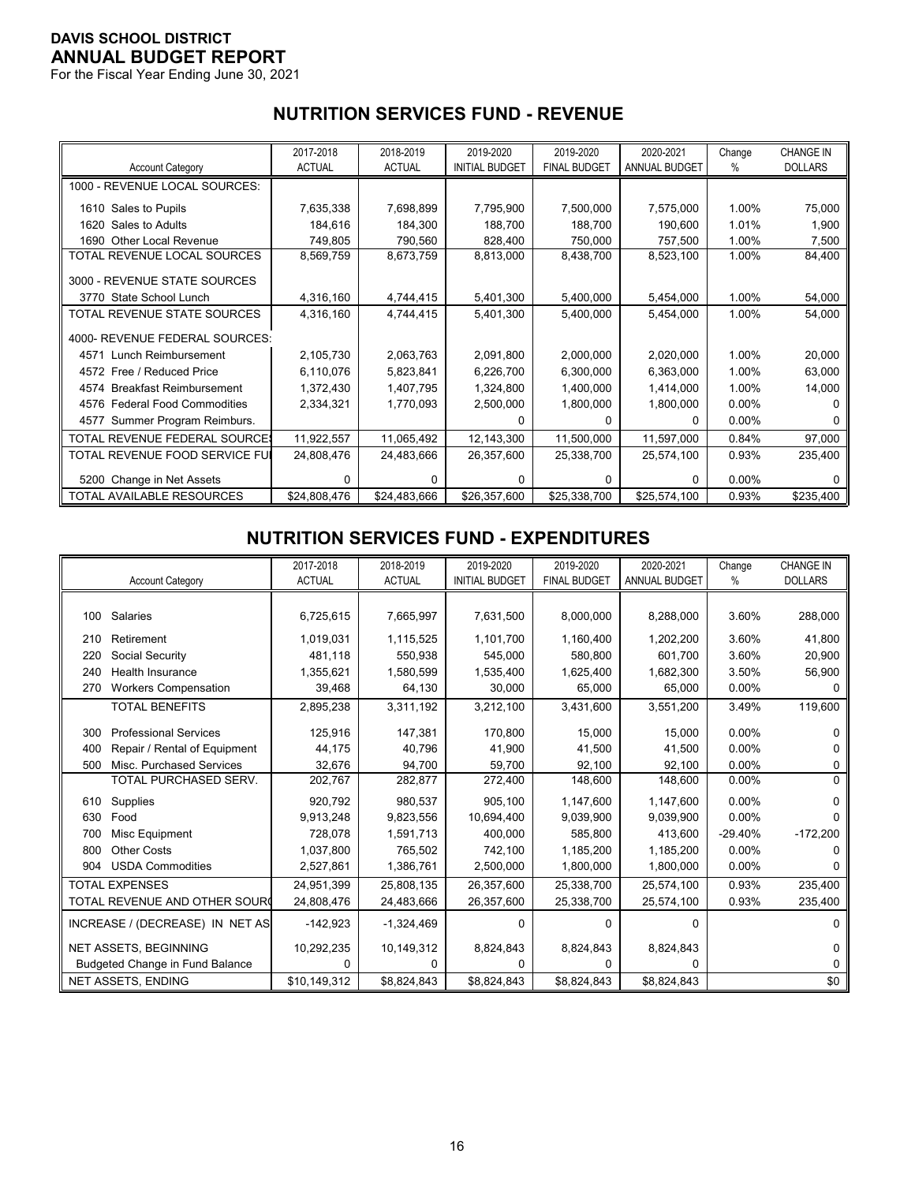**DAVIS SCHOOL DISTRICT**
**ANNUAL BUDGET REPORT**
For the Fiscal Year Ending June 30, 2021

## NUTRITION SERVICES FUND - REVENUE

| Account Category | 2017-2018 ACTUAL | 2018-2019 ACTUAL | 2019-2020 INITIAL BUDGET | 2019-2020 FINAL BUDGET | 2020-2021 ANNUAL BUDGET | Change % | CHANGE IN DOLLARS |
|---|---|---|---|---|---|---|---|
| 1000 - REVENUE LOCAL SOURCES: | | | | | | | |
| 1610 Sales to Pupils | 7,635,338 | 7,698,899 | 7,795,900 | 7,500,000 | 7,575,000 | 1.00% | 75,000 |
| 1620 Sales to Adults | 184,616 | 184,300 | 188,700 | 188,700 | 190,600 | 1.01% | 1,900 |
| 1690 Other Local Revenue | 749,805 | 790,560 | 828,400 | 750,000 | 757,500 | 1.00% | 7,500 |
| TOTAL REVENUE LOCAL SOURCES | 8,569,759 | 8,673,759 | 8,813,000 | 8,438,700 | 8,523,100 | 1.00% | 84,400 |
| 3000 - REVENUE STATE SOURCES | | | | | | | |
| 3770 State School Lunch | 4,316,160 | 4,744,415 | 5,401,300 | 5,400,000 | 5,454,000 | 1.00% | 54,000 |
| TOTAL REVENUE STATE SOURCES | 4,316,160 | 4,744,415 | 5,401,300 | 5,400,000 | 5,454,000 | 1.00% | 54,000 |
| 4000- REVENUE FEDERAL SOURCES: | | | | | | | |
| 4571 Lunch Reimbursement | 2,105,730 | 2,063,763 | 2,091,800 | 2,000,000 | 2,020,000 | 1.00% | 20,000 |
| 4572 Free / Reduced Price | 6,110,076 | 5,823,841 | 6,226,700 | 6,300,000 | 6,363,000 | 1.00% | 63,000 |
| 4574 Breakfast Reimbursement | 1,372,430 | 1,407,795 | 1,324,800 | 1,400,000 | 1,414,000 | 1.00% | 14,000 |
| 4576 Federal Food Commodities | 2,334,321 | 1,770,093 | 2,500,000 | 1,800,000 | 1,800,000 | 0.00% | 0 |
| 4577 Summer Program Reimburs. | | | 0 | 0 | 0 | 0.00% | 0 |
| TOTAL REVENUE FEDERAL SOURCES | 11,922,557 | 11,065,492 | 12,143,300 | 11,500,000 | 11,597,000 | 0.84% | 97,000 |
| TOTAL REVENUE FOOD SERVICE FU | 24,808,476 | 24,483,666 | 26,357,600 | 25,338,700 | 25,574,100 | 0.93% | 235,400 |
| 5200 Change in Net Assets | 0 | 0 | 0 | 0 | 0 | 0.00% | 0 |
| TOTAL AVAILABLE RESOURCES | $24,808,476 | $24,483,666 | $26,357,600 | $25,338,700 | $25,574,100 | 0.93% | $235,400 |

## NUTRITION SERVICES FUND - EXPENDITURES

| Account Category | 2017-2018 ACTUAL | 2018-2019 ACTUAL | 2019-2020 INITIAL BUDGET | 2019-2020 FINAL BUDGET | 2020-2021 ANNUAL BUDGET | Change % | CHANGE IN DOLLARS |
|---|---|---|---|---|---|---|---|
| 100 Salaries | 6,725,615 | 7,665,997 | 7,631,500 | 8,000,000 | 8,288,000 | 3.60% | 288,000 |
| 210 Retirement | 1,019,031 | 1,115,525 | 1,101,700 | 1,160,400 | 1,202,200 | 3.60% | 41,800 |
| 220 Social Security | 481,118 | 550,938 | 545,000 | 580,800 | 601,700 | 3.60% | 20,900 |
| 240 Health Insurance | 1,355,621 | 1,580,599 | 1,535,400 | 1,625,400 | 1,682,300 | 3.50% | 56,900 |
| 270 Workers Compensation | 39,468 | 64,130 | 30,000 | 65,000 | 65,000 | 0.00% | 0 |
| TOTAL BENEFITS | 2,895,238 | 3,311,192 | 3,212,100 | 3,431,600 | 3,551,200 | 3.49% | 119,600 |
| 300 Professional Services | 125,916 | 147,381 | 170,800 | 15,000 | 15,000 | 0.00% | 0 |
| 400 Repair / Rental of Equipment | 44,175 | 40,796 | 41,900 | 41,500 | 41,500 | 0.00% | 0 |
| 500 Misc. Purchased Services | 32,676 | 94,700 | 59,700 | 92,100 | 92,100 | 0.00% | 0 |
| TOTAL PURCHASED SERV. | 202,767 | 282,877 | 272,400 | 148,600 | 148,600 | 0.00% | 0 |
| 610 Supplies | 920,792 | 980,537 | 905,100 | 1,147,600 | 1,147,600 | 0.00% | 0 |
| 630 Food | 9,913,248 | 9,823,556 | 10,694,400 | 9,039,900 | 9,039,900 | 0.00% | 0 |
| 700 Misc Equipment | 728,078 | 1,591,713 | 400,000 | 585,800 | 413,600 | -29.40% | -172,200 |
| 800 Other Costs | 1,037,800 | 765,502 | 742,100 | 1,185,200 | 1,185,200 | 0.00% | 0 |
| 904 USDA Commodities | 2,527,861 | 1,386,761 | 2,500,000 | 1,800,000 | 1,800,000 | 0.00% | 0 |
| TOTAL EXPENSES | 24,951,399 | 25,808,135 | 26,357,600 | 25,338,700 | 25,574,100 | 0.93% | 235,400 |
| TOTAL REVENUE AND OTHER SOUR | 24,808,476 | 24,483,666 | 26,357,600 | 25,338,700 | 25,574,100 | 0.93% | 235,400 |
| INCREASE / (DECREASE) IN NET AS | -142,923 | -1,324,469 | 0 | 0 | 0 | | 0 |
| NET ASSETS, BEGINNING | 10,292,235 | 10,149,312 | 8,824,843 | 8,824,843 | 8,824,843 | | 0 |
| Budgeted Change in Fund Balance | 0 | 0 | 0 | 0 | 0 | | 0 |
| NET ASSETS, ENDING | $10,149,312 | $8,824,843 | $8,824,843 | $8,824,843 | $8,824,843 | | $0 |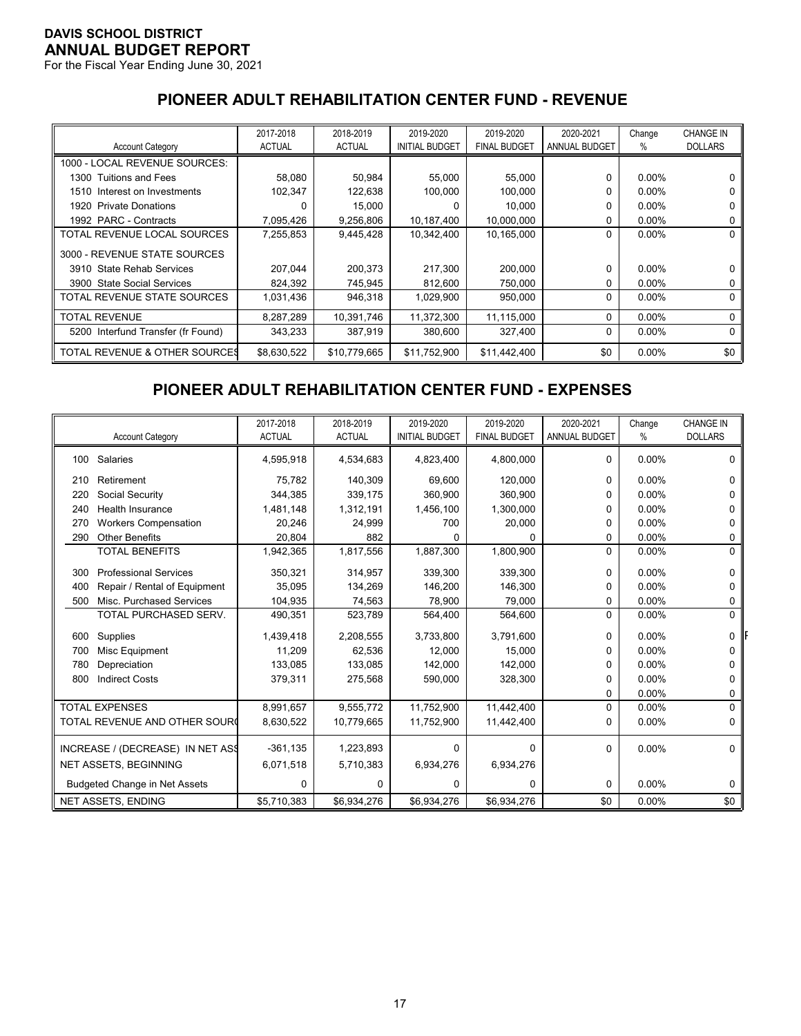**DAVIS SCHOOL DISTRICT**
**ANNUAL BUDGET REPORT**
For the Fiscal Year Ending June 30, 2021

## PIONEER ADULT REHABILITATION CENTER FUND - REVENUE

| Account Category | 2017-2018 ACTUAL | 2018-2019 ACTUAL | 2019-2020 INITIAL BUDGET | 2019-2020 FINAL BUDGET | 2020-2021 ANNUAL BUDGET | Change % | CHANGE IN DOLLARS |
|---|---|---|---|---|---|---|---|
| 1000 - LOCAL REVENUE SOURCES: | | | | | | | |
| 1300 Tuitions and Fees | 58,080 | 50,984 | 55,000 | 55,000 | 0 | 0.00% | 0 |
| 1510 Interest on Investments | 102,347 | 122,638 | 100,000 | 100,000 | 0 | 0.00% | 0 |
| 1920 Private Donations | 0 | 15,000 | 0 | 10,000 | 0 | 0.00% | 0 |
| 1992 PARC - Contracts | 7,095,426 | 9,256,806 | 10,187,400 | 10,000,000 | 0 | 0.00% | 0 |
| TOTAL REVENUE LOCAL SOURCES | 7,255,853 | 9,445,428 | 10,342,400 | 10,165,000 | 0 | 0.00% | 0 |
| 3000 - REVENUE STATE SOURCES | | | | | | | |
| 3910 State Rehab Services | 207,044 | 200,373 | 217,300 | 200,000 | 0 | 0.00% | 0 |
| 3900 State Social Services | 824,392 | 745,945 | 812,600 | 750,000 | 0 | 0.00% | 0 |
| TOTAL REVENUE STATE SOURCES | 1,031,436 | 946,318 | 1,029,900 | 950,000 | 0 | 0.00% | 0 |
| TOTAL REVENUE | 8,287,289 | 10,391,746 | 11,372,300 | 11,115,000 | 0 | 0.00% | 0 |
| 5200 Interfund Transfer (fr Found) | 343,233 | 387,919 | 380,600 | 327,400 | 0 | 0.00% | 0 |
| TOTAL REVENUE & OTHER SOURCES | $8,630,522 | $10,779,665 | $11,752,900 | $11,442,400 | $0 | 0.00% | $0 |

## PIONEER ADULT REHABILITATION CENTER FUND - EXPENSES

| Account Category | 2017-2018 ACTUAL | 2018-2019 ACTUAL | 2019-2020 INITIAL BUDGET | 2019-2020 FINAL BUDGET | 2020-2021 ANNUAL BUDGET | Change % | CHANGE IN DOLLARS |
|---|---|---|---|---|---|---|---|
| 100 Salaries | 4,595,918 | 4,534,683 | 4,823,400 | 4,800,000 | 0 | 0.00% | 0 |
| 210 Retirement | 75,782 | 140,309 | 69,600 | 120,000 | 0 | 0.00% | 0 |
| 220 Social Security | 344,385 | 339,175 | 360,900 | 360,900 | 0 | 0.00% | 0 |
| 240 Health Insurance | 1,481,148 | 1,312,191 | 1,456,100 | 1,300,000 | 0 | 0.00% | 0 |
| 270 Workers Compensation | 20,246 | 24,999 | 700 | 20,000 | 0 | 0.00% | 0 |
| 290 Other Benefits | 20,804 | 882 | 0 | 0 | 0 | 0.00% | 0 |
| TOTAL BENEFITS | 1,942,365 | 1,817,556 | 1,887,300 | 1,800,900 | 0 | 0.00% | 0 |
| 300 Professional Services | 350,321 | 314,957 | 339,300 | 339,300 | 0 | 0.00% | 0 |
| 400 Repair / Rental of Equipment | 35,095 | 134,269 | 146,200 | 146,300 | 0 | 0.00% | 0 |
| 500 Misc. Purchased Services | 104,935 | 74,563 | 78,900 | 79,000 | 0 | 0.00% | 0 |
| TOTAL PURCHASED SERV. | 490,351 | 523,789 | 564,400 | 564,600 | 0 | 0.00% | 0 |
| 600 Supplies | 1,439,418 | 2,208,555 | 3,733,800 | 3,791,600 | 0 | 0.00% | 0 |
| 700 Misc Equipment | 11,209 | 62,536 | 12,000 | 15,000 | 0 | 0.00% | 0 |
| 780 Depreciation | 133,085 | 133,085 | 142,000 | 142,000 | 0 | 0.00% | 0 |
| 800 Indirect Costs | 379,311 | 275,568 | 590,000 | 328,300 | 0 | 0.00% | 0 |
| | | | | | 0 | 0.00% | 0 |
| TOTAL EXPENSES | 8,991,657 | 9,555,772 | 11,752,900 | 11,442,400 | 0 | 0.00% | 0 |
| TOTAL REVENUE AND OTHER SOURC | 8,630,522 | 10,779,665 | 11,752,900 | 11,442,400 | 0 | 0.00% | 0 |
| INCREASE / (DECREASE) IN NET ASS | -361,135 | 1,223,893 | 0 | 0 | 0 | 0.00% | 0 |
| NET ASSETS, BEGINNING | 6,071,518 | 5,710,383 | 6,934,276 | 6,934,276 | | | |
| Budgeted Change in Net Assets | 0 | 0 | 0 | 0 | 0 | 0.00% | 0 |
| NET ASSETS, ENDING | $5,710,383 | $6,934,276 | $6,934,276 | $6,934,276 | $0 | 0.00% | $0 |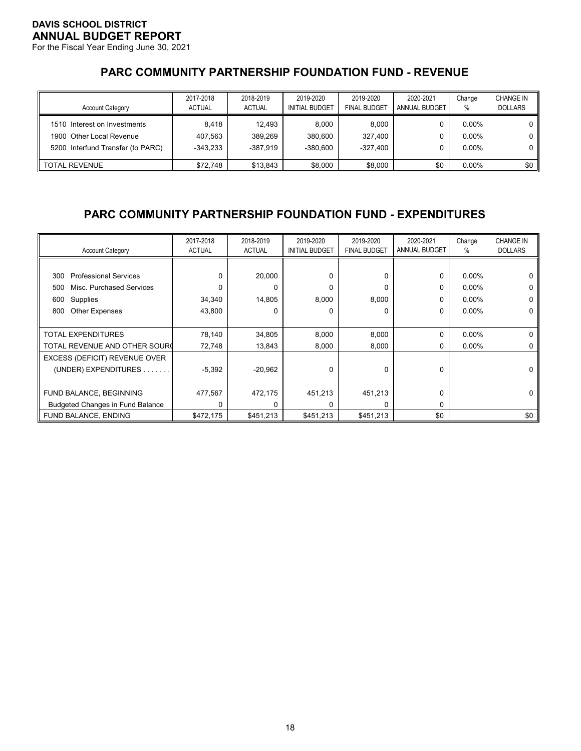**DAVIS SCHOOL DISTRICT**
**ANNUAL BUDGET REPORT**
For the Fiscal Year Ending June 30, 2021

## PARC COMMUNITY PARTNERSHIP FOUNDATION FUND - REVENUE

| Account Category | 2017-2018 ACTUAL | 2018-2019 ACTUAL | 2019-2020 INITIAL BUDGET | 2019-2020 FINAL BUDGET | 2020-2021 ANNUAL BUDGET | Change % | CHANGE IN DOLLARS |
|---|---|---|---|---|---|---|---|
| 1510 Interest on Investments | 8,418 | 12,493 | 8,000 | 8,000 | 0 | 0.00% | 0 |
| 1900 Other Local Revenue | 407,563 | 389,269 | 380,600 | 327,400 | 0 | 0.00% | 0 |
| 5200 Interfund Transfer (to PARC) | -343,233 | -387,919 | -380,600 | -327,400 | 0 | 0.00% | 0 |
| TOTAL REVENUE | $72,748 | $13,843 | $8,000 | $8,000 | $0 | 0.00% | $0 |

## PARC COMMUNITY PARTNERSHIP FOUNDATION FUND - EXPENDITURES

| Account Category | 2017-2018 ACTUAL | 2018-2019 ACTUAL | 2019-2020 INITIAL BUDGET | 2019-2020 FINAL BUDGET | 2020-2021 ANNUAL BUDGET | Change % | CHANGE IN DOLLARS |
|---|---|---|---|---|---|---|---|
| 300 Professional Services | 0 | 20,000 | 0 | 0 | 0 | 0.00% | 0 |
| 500 Misc. Purchased Services | 0 | 0 | 0 | 0 | 0 | 0.00% | 0 |
| 600 Supplies | 34,340 | 14,805 | 8,000 | 8,000 | 0 | 0.00% | 0 |
| 800 Other Expenses | 43,800 | 0 | 0 | 0 | 0 | 0.00% | 0 |
| TOTAL EXPENDITURES | 78,140 | 34,805 | 8,000 | 8,000 | 0 | 0.00% | 0 |
| TOTAL REVENUE AND OTHER SOURC | 72,748 | 13,843 | 8,000 | 8,000 | 0 | 0.00% | 0 |
| EXCESS (DEFICIT) REVENUE OVER (UNDER) EXPENDITURES . . . . . . . | -5,392 | -20,962 | 0 | 0 | 0 | | 0 |
| FUND BALANCE, BEGINNING | 477,567 | 472,175 | 451,213 | 451,213 | 0 | | 0 |
| Budgeted Changes in Fund Balance | 0 | 0 | 0 | 0 | 0 | | |
| FUND BALANCE, ENDING | $472,175 | $451,213 | $451,213 | $451,213 | $0 | | $0 |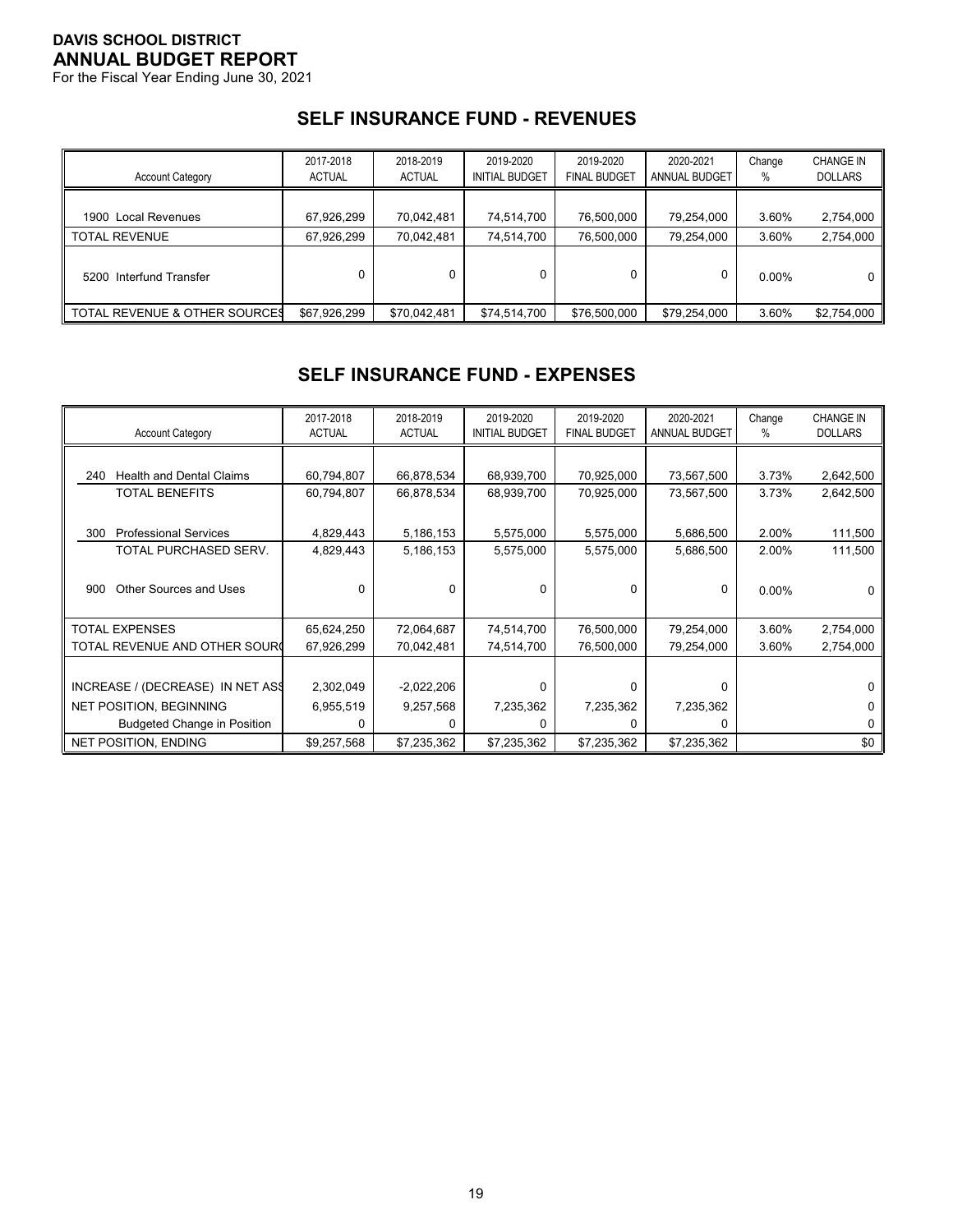**DAVIS SCHOOL DISTRICT**
**ANNUAL BUDGET REPORT**
For the Fiscal Year Ending June 30, 2021

## SELF INSURANCE FUND - REVENUES

| Account Category | 2017-2018 ACTUAL | 2018-2019 ACTUAL | 2019-2020 INITIAL BUDGET | 2019-2020 FINAL BUDGET | 2020-2021 ANNUAL BUDGET | Change % | CHANGE IN DOLLARS |
|---|---|---|---|---|---|---|---|
| 1900 Local Revenues | 67,926,299 | 70,042,481 | 74,514,700 | 76,500,000 | 79,254,000 | 3.60% | 2,754,000 |
| TOTAL REVENUE | 67,926,299 | 70,042,481 | 74,514,700 | 76,500,000 | 79,254,000 | 3.60% | 2,754,000 |
| 5200 Interfund Transfer | 0 | 0 | 0 | 0 | 0 | 0.00% | 0 |
| TOTAL REVENUE & OTHER SOURCES | $67,926,299 | $70,042,481 | $74,514,700 | $76,500,000 | $79,254,000 | 3.60% | $2,754,000 |

## SELF INSURANCE FUND - EXPENSES

| Account Category | 2017-2018 ACTUAL | 2018-2019 ACTUAL | 2019-2020 INITIAL BUDGET | 2019-2020 FINAL BUDGET | 2020-2021 ANNUAL BUDGET | Change % | CHANGE IN DOLLARS |
|---|---|---|---|---|---|---|---|
| 240 Health and Dental Claims | 60,794,807 | 66,878,534 | 68,939,700 | 70,925,000 | 73,567,500 | 3.73% | 2,642,500 |
| TOTAL BENEFITS | 60,794,807 | 66,878,534 | 68,939,700 | 70,925,000 | 73,567,500 | 3.73% | 2,642,500 |
| 300 Professional Services | 4,829,443 | 5,186,153 | 5,575,000 | 5,575,000 | 5,686,500 | 2.00% | 111,500 |
| TOTAL PURCHASED SERV. | 4,829,443 | 5,186,153 | 5,575,000 | 5,575,000 | 5,686,500 | 2.00% | 111,500 |
| 900 Other Sources and Uses | 0 | 0 | 0 | 0 | 0 | 0.00% | 0 |
| TOTAL EXPENSES | 65,624,250 | 72,064,687 | 74,514,700 | 76,500,000 | 79,254,000 | 3.60% | 2,754,000 |
| TOTAL REVENUE AND OTHER SOURCES | 67,926,299 | 70,042,481 | 74,514,700 | 76,500,000 | 79,254,000 | 3.60% | 2,754,000 |
| INCREASE / (DECREASE) IN NET ASSETS | 2,302,049 | -2,022,206 | 0 | 0 | 0 | | 0 |
| NET POSITION, BEGINNING | 6,955,519 | 9,257,568 | 7,235,362 | 7,235,362 | 7,235,362 | | 0 |
| Budgeted Change in Position | 0 | 0 | 0 | 0 | 0 | | 0 |
| NET POSITION, ENDING | $9,257,568 | $7,235,362 | $7,235,362 | $7,235,362 | $7,235,362 | | $0 |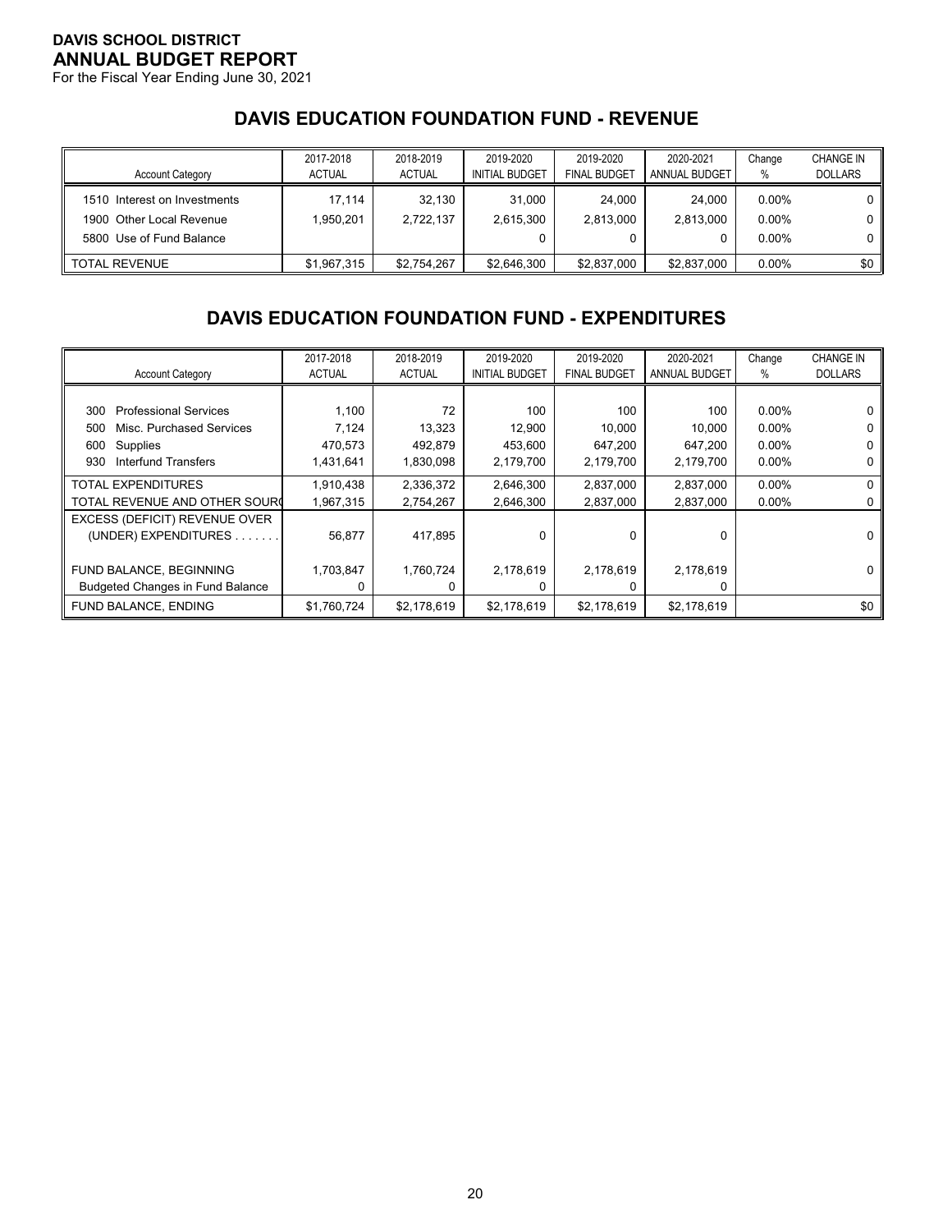# DAVIS SCHOOL DISTRICT
## ANNUAL BUDGET REPORT
For the Fiscal Year Ending June 30, 2021

## DAVIS EDUCATION FOUNDATION FUND - REVENUE

| Account Category | 2017-2018 ACTUAL | 2018-2019 ACTUAL | 2019-2020 INITIAL BUDGET | 2019-2020 FINAL BUDGET | 2020-2021 ANNUAL BUDGET | Change % | CHANGE IN DOLLARS |
|---|---|---|---|---|---|---|---|
| 1510 Interest on Investments | 17,114 | 32,130 | 31,000 | 24,000 | 24,000 | 0.00% | 0 |
| 1900 Other Local Revenue | 1,950,201 | 2,722,137 | 2,615,300 | 2,813,000 | 2,813,000 | 0.00% | 0 |
| 5800 Use of Fund Balance | | | 0 | 0 | 0 | 0.00% | 0 |
| TOTAL REVENUE | $1,967,315 | $2,754,267 | $2,646,300 | $2,837,000 | $2,837,000 | 0.00% | $0 |

## DAVIS EDUCATION FOUNDATION FUND - EXPENDITURES

| Account Category | 2017-2018 ACTUAL | 2018-2019 ACTUAL | 2019-2020 INITIAL BUDGET | 2019-2020 FINAL BUDGET | 2020-2021 ANNUAL BUDGET | Change % | CHANGE IN DOLLARS |
|---|---|---|---|---|---|---|---|
| 300 Professional Services | 1,100 | 72 | 100 | 100 | 100 | 0.00% | 0 |
| 500 Misc. Purchased Services | 7,124 | 13,323 | 12,900 | 10,000 | 10,000 | 0.00% | 0 |
| 600 Supplies | 470,573 | 492,879 | 453,600 | 647,200 | 647,200 | 0.00% | 0 |
| 930 Interfund Transfers | 1,431,641 | 1,830,098 | 2,179,700 | 2,179,700 | 2,179,700 | 0.00% | 0 |
| TOTAL EXPENDITURES | 1,910,438 | 2,336,372 | 2,646,300 | 2,837,000 | 2,837,000 | 0.00% | 0 |
| TOTAL REVENUE AND OTHER SOURCES | 1,967,315 | 2,754,267 | 2,646,300 | 2,837,000 | 2,837,000 | 0.00% | 0 |
| EXCESS (DEFICIT) REVENUE OVER (UNDER) EXPENDITURES | 56,877 | 417,895 | 0 | 0 | 0 | | 0 |
| FUND BALANCE, BEGINNING | 1,703,847 | 1,760,724 | 2,178,619 | 2,178,619 | 2,178,619 | | 0 |
| Budgeted Changes in Fund Balance | 0 | 0 | 0 | 0 | 0 | | |
| FUND BALANCE, ENDING | $1,760,724 | $2,178,619 | $2,178,619 | $2,178,619 | $2,178,619 | | $0 |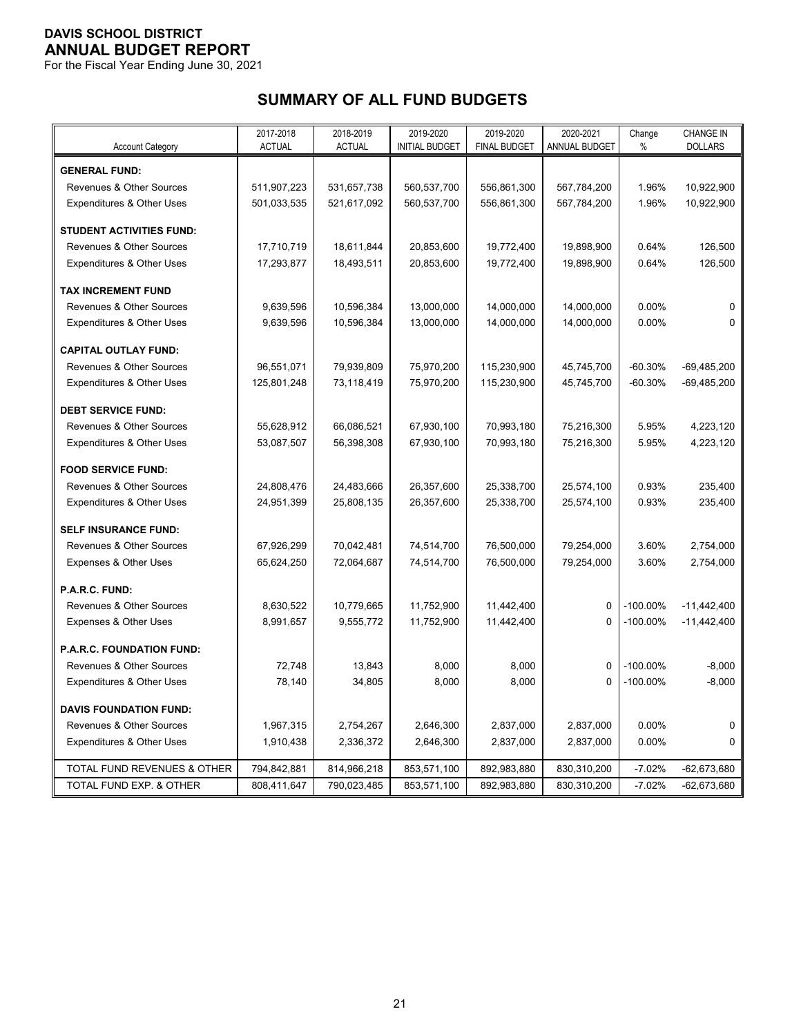**DAVIS SCHOOL DISTRICT**
**ANNUAL BUDGET REPORT**
For the Fiscal Year Ending June 30, 2021

## SUMMARY OF ALL FUND BUDGETS

| Account Category | 2017-2018 ACTUAL | 2018-2019 ACTUAL | 2019-2020 INITIAL BUDGET | 2019-2020 FINAL BUDGET | 2020-2021 ANNUAL BUDGET | Change % | CHANGE IN DOLLARS |
|---|---|---|---|---|---|---|---|
| **GENERAL FUND:** | | | | | | | |
| Revenues & Other Sources | 511,907,223 | 531,657,738 | 560,537,700 | 556,861,300 | 567,784,200 | 1.96% | 10,922,900 |
| Expenditures & Other Uses | 501,033,535 | 521,617,092 | 560,537,700 | 556,861,300 | 567,784,200 | 1.96% | 10,922,900 |
| **STUDENT ACTIVITIES FUND:** | | | | | | | |
| Revenues & Other Sources | 17,710,719 | 18,611,844 | 20,853,600 | 19,772,400 | 19,898,900 | 0.64% | 126,500 |
| Expenditures & Other Uses | 17,293,877 | 18,493,511 | 20,853,600 | 19,772,400 | 19,898,900 | 0.64% | 126,500 |
| **TAX INCREMENT FUND** | | | | | | | |
| Revenues & Other Sources | 9,639,596 | 10,596,384 | 13,000,000 | 14,000,000 | 14,000,000 | 0.00% | 0 |
| Expenditures & Other Uses | 9,639,596 | 10,596,384 | 13,000,000 | 14,000,000 | 14,000,000 | 0.00% | 0 |
| **CAPITAL OUTLAY FUND:** | | | | | | | |
| Revenues & Other Sources | 96,551,071 | 79,939,809 | 75,970,200 | 115,230,900 | 45,745,700 | -60.30% | -69,485,200 |
| Expenditures & Other Uses | 125,801,248 | 73,118,419 | 75,970,200 | 115,230,900 | 45,745,700 | -60.30% | -69,485,200 |
| **DEBT SERVICE FUND:** | | | | | | | |
| Revenues & Other Sources | 55,628,912 | 66,086,521 | 67,930,100 | 70,993,180 | 75,216,300 | 5.95% | 4,223,120 |
| Expenditures & Other Uses | 53,087,507 | 56,398,308 | 67,930,100 | 70,993,180 | 75,216,300 | 5.95% | 4,223,120 |
| **FOOD SERVICE FUND:** | | | | | | | |
| Revenues & Other Sources | 24,808,476 | 24,483,666 | 26,357,600 | 25,338,700 | 25,574,100 | 0.93% | 235,400 |
| Expenditures & Other Uses | 24,951,399 | 25,808,135 | 26,357,600 | 25,338,700 | 25,574,100 | 0.93% | 235,400 |
| **SELF INSURANCE FUND:** | | | | | | | |
| Revenues & Other Sources | 67,926,299 | 70,042,481 | 74,514,700 | 76,500,000 | 79,254,000 | 3.60% | 2,754,000 |
| Expenses & Other Uses | 65,624,250 | 72,064,687 | 74,514,700 | 76,500,000 | 79,254,000 | 3.60% | 2,754,000 |
| **P.A.R.C. FUND:** | | | | | | | |
| Revenues & Other Sources | 8,630,522 | 10,779,665 | 11,752,900 | 11,442,400 | 0 | -100.00% | -11,442,400 |
| Expenses & Other Uses | 8,991,657 | 9,555,772 | 11,752,900 | 11,442,400 | 0 | -100.00% | -11,442,400 |
| **P.A.R.C. FOUNDATION FUND:** | | | | | | | |
| Revenues & Other Sources | 72,748 | 13,843 | 8,000 | 8,000 | 0 | -100.00% | -8,000 |
| Expenditures & Other Uses | 78,140 | 34,805 | 8,000 | 8,000 | 0 | -100.00% | -8,000 |
| **DAVIS FOUNDATION FUND:** | | | | | | | |
| Revenues & Other Sources | 1,967,315 | 2,754,267 | 2,646,300 | 2,837,000 | 2,837,000 | 0.00% | 0 |
| Expenditures & Other Uses | 1,910,438 | 2,336,372 | 2,646,300 | 2,837,000 | 2,837,000 | 0.00% | 0 |
| TOTAL FUND REVENUES & OTHER | 794,842,881 | 814,966,218 | 853,571,100 | 892,983,880 | 830,310,200 | -7.02% | -62,673,680 |
| TOTAL FUND EXP. & OTHER | 808,411,647 | 790,023,485 | 853,571,100 | 892,983,880 | 830,310,200 | -7.02% | -62,673,680 |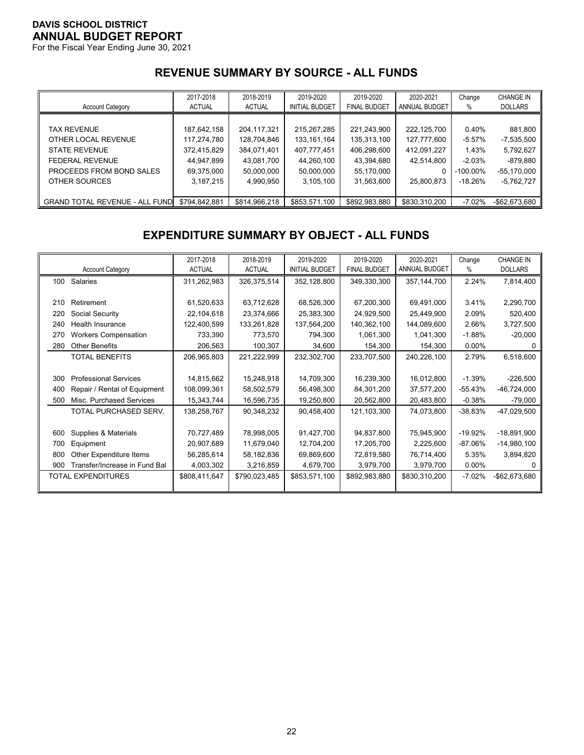**DAVIS SCHOOL DISTRICT**
**ANNUAL BUDGET REPORT**
For the Fiscal Year Ending June 30, 2021

## REVENUE SUMMARY BY SOURCE - ALL FUNDS

| Account Category | 2017-2018 ACTUAL | 2018-2019 ACTUAL | 2019-2020 INITIAL BUDGET | 2019-2020 FINAL BUDGET | 2020-2021 ANNUAL BUDGET | Change % | CHANGE IN DOLLARS |
|---|---|---|---|---|---|---|---|
| TAX REVENUE | 187,642,158 | 204,117,321 | 215,267,285 | 221,243,900 | 222,125,700 | 0.40% | 881,800 |
| OTHER LOCAL REVENUE | 117,274,780 | 128,704,846 | 133,161,164 | 135,313,100 | 127,777,600 | -5.57% | -7,535,500 |
| STATE REVENUE | 372,415,829 | 384,071,401 | 407,777,451 | 406,298,600 | 412,091,227 | 1.43% | 5,792,627 |
| FEDERAL REVENUE | 44,947,899 | 43,081,700 | 44,260,100 | 43,394,680 | 42,514,800 | -2.03% | -879,880 |
| PROCEEDS FROM BOND SALES | 69,375,000 | 50,000,000 | 50,000,000 | 55,170,000 | 0 | -100.00% | -55,170,000 |
| OTHER SOURCES | 3,187,215 | 4,990,950 | 3,105,100 | 31,563,600 | 25,800,873 | -18.26% | -5,762,727 |
| GRAND TOTAL REVENUE - ALL FUND | $794,842,881 | $814,966,218 | $853,571,100 | $892,983,880 | $830,310,200 | -7.02% | -$62,673,680 |

## EXPENDITURE SUMMARY BY OBJECT - ALL FUNDS

| | Account Category | 2017-2018 ACTUAL | 2018-2019 ACTUAL | 2019-2020 INITIAL BUDGET | 2019-2020 FINAL BUDGET | 2020-2021 ANNUAL BUDGET | Change % | CHANGE IN DOLLARS |
|---|---|---|---|---|---|---|---|---|
| 100 | Salaries | 311,262,983 | 326,375,514 | 352,128,800 | 349,330,300 | 357,144,700 | 2.24% | 7,814,400 |
| 210 | Retirement | 61,520,633 | 63,712,628 | 68,526,300 | 67,200,300 | 69,491,000 | 3.41% | 2,290,700 |
| 220 | Social Security | 22,104,618 | 23,374,666 | 25,383,300 | 24,929,500 | 25,449,900 | 2.09% | 520,400 |
| 240 | Health Insurance | 122,400,599 | 133,261,828 | 137,564,200 | 140,362,100 | 144,089,600 | 2.66% | 3,727,500 |
| 270 | Workers Compensation | 733,390 | 773,570 | 794,300 | 1,061,300 | 1,041,300 | -1.88% | -20,000 |
| 280 | Other Benefits | 206,563 | 100,307 | 34,600 | 154,300 | 154,300 | 0.00% | 0 |
| | TOTAL BENEFITS | 206,965,803 | 221,222,999 | 232,302,700 | 233,707,500 | 240,226,100 | 2.79% | 6,518,600 |
| 300 | Professional Services | 14,815,662 | 15,248,918 | 14,709,300 | 16,239,300 | 16,012,800 | -1.39% | -226,500 |
| 400 | Repair / Rental of Equipment | 108,099,361 | 58,502,579 | 56,498,300 | 84,301,200 | 37,577,200 | -55.43% | -46,724,000 |
| 500 | Misc. Purchased Services | 15,343,744 | 16,596,735 | 19,250,800 | 20,562,800 | 20,483,800 | -0.38% | -79,000 |
| | TOTAL PURCHASED SERV. | 138,258,767 | 90,348,232 | 90,458,400 | 121,103,300 | 74,073,800 | -38.83% | -47,029,500 |
| 600 | Supplies & Materials | 70,727,489 | 78,998,005 | 91,427,700 | 94,837,800 | 75,945,900 | -19.92% | -18,891,900 |
| 700 | Equipment | 20,907,689 | 11,679,040 | 12,704,200 | 17,205,700 | 2,225,600 | -87.06% | -14,980,100 |
| 800 | Other Expenditure Items | 56,285,614 | 58,182,836 | 69,869,600 | 72,819,580 | 76,714,400 | 5.35% | 3,894,820 |
| 900 | Transfer/Increase in Fund Bal | 4,003,302 | 3,216,859 | 4,679,700 | 3,979,700 | 3,979,700 | 0.00% | 0 |
| | TOTAL EXPENDITURES | $808,411,647 | $790,023,485 | $853,571,100 | $892,983,880 | $830,310,200 | -7.02% | -$62,673,680 |